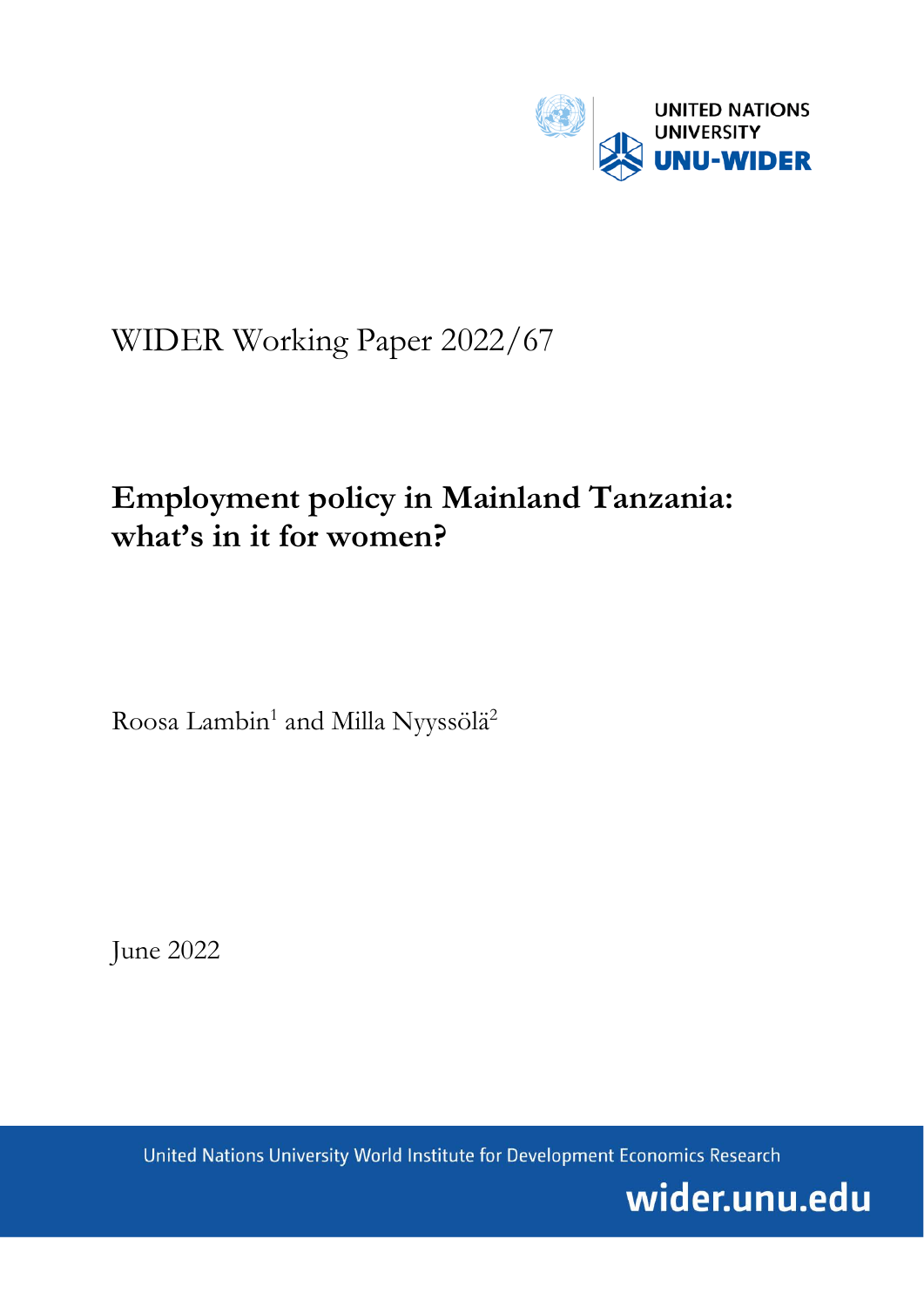UNITED NATIONS UNIVERSITY

UNU-WIDER

WIDER Working Paper 2022/67

# Employment policy in Mainland Tanzania: what's in it for women?

Roosa Lambin[1] and Milla Nyyssölä[2]

June 2022

United Nations University World Institute for Development Economics Research

wider.unu.edu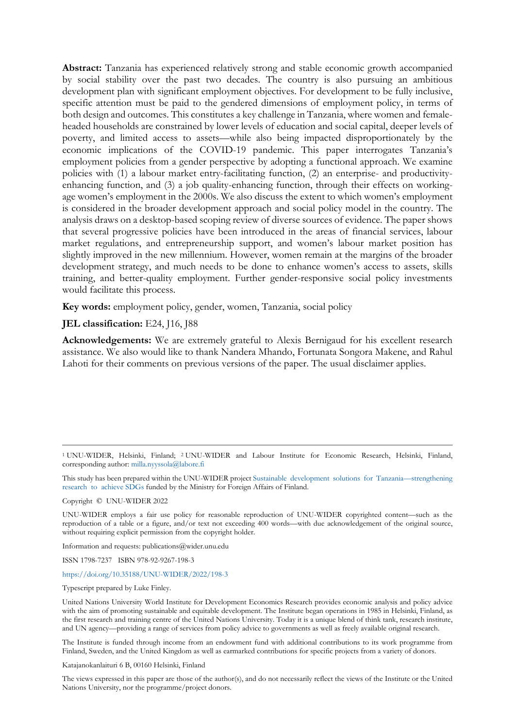**Abstract:** Tanzania has experienced relatively strong and stable economic growth accompanied by social stability over the past two decades. The country is also pursuing an ambitious development plan with significant employment objectives. For development to be fully inclusive, specific attention must be paid to the gendered dimensions of employment policy, in terms of both design and outcomes. This constitutes a key challenge in Tanzania, where women and female-headed households are constrained by lower levels of education and social capital, deeper levels of poverty, and limited access to assets—while also being impacted disproportionately by the economic implications of the COVID-19 pandemic. This paper interrogates Tanzania's employment policies from a gender perspective by adopting a functional approach. We examine policies with (1) a labour market entry-facilitating function, (2) an enterprise- and productivity-enhancing function, and (3) a job quality-enhancing function, through their effects on working-age women's employment in the 2000s. We also discuss the extent to which women's employment is considered in the broader development approach and social policy model in the country. The analysis draws on a desktop-based scoping review of diverse sources of evidence. The paper shows that several progressive policies have been introduced in the areas of financial services, labour market regulations, and entrepreneurship support, and women's labour market position has slightly improved in the new millennium. However, women remain at the margins of the broader development strategy, and much needs to be done to enhance women's access to assets, skills training, and better-quality employment. Further gender-responsive social policy investments would facilitate this process.

**Key words:** employment policy, gender, women, Tanzania, social policy

**JEL classification:** E24, J16, J88

**Acknowledgements:** We are extremely grateful to Alexis Bernigaud for his excellent research assistance. We also would like to thank Nandera Mhando, Fortunata Songora Makene, and Rahul Lahoti for their comments on previous versions of the paper. The usual disclaimer applies.

---

[1] UNU-WIDER, Helsinki, Finland; [2] UNU-WIDER and Labour Institute for Economic Research, Helsinki, Finland, corresponding author: milla.nyyssola@labore.fi

This study has been prepared within the UNU-WIDER project Sustainable development solutions for Tanzania—strengthening research to achieve SDGs funded by the Ministry for Foreign Affairs of Finland.

Copyright © UNU-WIDER 2022

UNU-WIDER employs a fair use policy for reasonable reproduction of UNU-WIDER copyrighted content—such as the reproduction of a table or a figure, and/or text not exceeding 400 words—with due acknowledgement of the original source, without requiring explicit permission from the copyright holder.

Information and requests: publications@wider.unu.edu

ISSN 1798-7237 ISBN 978-92-9267-198-3

https://doi.org/10.35188/UNU-WIDER/2022/198-3

Typescript prepared by Luke Finley.

United Nations University World Institute for Development Economics Research provides economic analysis and policy advice with the aim of promoting sustainable and equitable development. The Institute began operations in 1985 in Helsinki, Finland, as the first research and training centre of the United Nations University. Today it is a unique blend of think tank, research institute, and UN agency—providing a range of services from policy advice to governments as well as freely available original research.

The Institute is funded through income from an endowment fund with additional contributions to its work programme from Finland, Sweden, and the United Kingdom as well as earmarked contributions for specific projects from a variety of donors.

Katajanokanlaituri 6 B, 00160 Helsinki, Finland

The views expressed in this paper are those of the author(s), and do not necessarily reflect the views of the Institute or the United Nations University, nor the programme/project donors.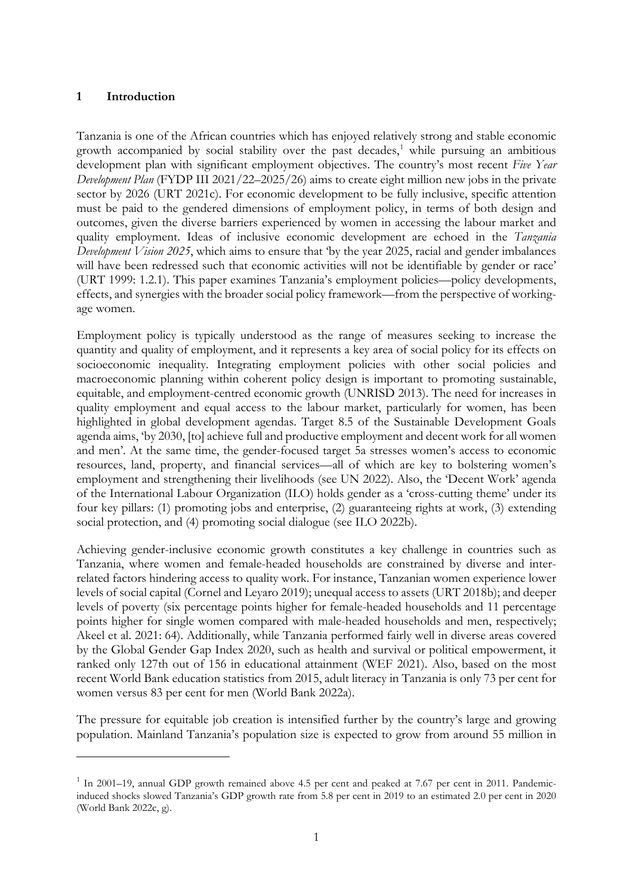## 1 Introduction

Tanzania is one of the African countries which has enjoyed relatively strong and stable economic growth accompanied by social stability over the past decades,[1] while pursuing an ambitious development plan with significant employment objectives. The country's most recent *Five Year Development Plan* (FYDP III 2021/22–2025/26) aims to create eight million new jobs in the private sector by 2026 (URT 2021c). For economic development to be fully inclusive, specific attention must be paid to the gendered dimensions of employment policy, in terms of both design and outcomes, given the diverse barriers experienced by women in accessing the labour market and quality employment. Ideas of inclusive economic development are echoed in the *Tanzania Development Vision 2025*, which aims to ensure that 'by the year 2025, racial and gender imbalances will have been redressed such that economic activities will not be identifiable by gender or race' (URT 1999: 1.2.1). This paper examines Tanzania's employment policies—policy developments, effects, and synergies with the broader social policy framework—from the perspective of working-age women.

Employment policy is typically understood as the range of measures seeking to increase the quantity and quality of employment, and it represents a key area of social policy for its effects on socioeconomic inequality. Integrating employment policies with other social policies and macroeconomic planning within coherent policy design is important to promoting sustainable, equitable, and employment-centred economic growth (UNRISD 2013). The need for increases in quality employment and equal access to the labour market, particularly for women, has been highlighted in global development agendas. Target 8.5 of the Sustainable Development Goals agenda aims, 'by 2030, [to] achieve full and productive employment and decent work for all women and men'. At the same time, the gender-focused target 5a stresses women's access to economic resources, land, property, and financial services—all of which are key to bolstering women's employment and strengthening their livelihoods (see UN 2022). Also, the 'Decent Work' agenda of the International Labour Organization (ILO) holds gender as a 'cross-cutting theme' under its four key pillars: (1) promoting jobs and enterprise, (2) guaranteeing rights at work, (3) extending social protection, and (4) promoting social dialogue (see ILO 2022b).

Achieving gender-inclusive economic growth constitutes a key challenge in countries such as Tanzania, where women and female-headed households are constrained by diverse and inter-related factors hindering access to quality work. For instance, Tanzanian women experience lower levels of social capital (Cornel and Leyaro 2019); unequal access to assets (URT 2018b); and deeper levels of poverty (six percentage points higher for female-headed households and 11 percentage points higher for single women compared with male-headed households and men, respectively; Akeel et al. 2021: 64). Additionally, while Tanzania performed fairly well in diverse areas covered by the Global Gender Gap Index 2020, such as health and survival or political empowerment, it ranked only 127th out of 156 in educational attainment (WEF 2021). Also, based on the most recent World Bank education statistics from 2015, adult literacy in Tanzania is only 73 per cent for women versus 83 per cent for men (World Bank 2022a).

The pressure for equitable job creation is intensified further by the country's large and growing population. Mainland Tanzania's population size is expected to grow from around 55 million in

---

[1] In 2001–19, annual GDP growth remained above 4.5 per cent and peaked at 7.67 per cent in 2011. Pandemic-induced shocks slowed Tanzania's GDP growth rate from 5.8 per cent in 2019 to an estimated 2.0 per cent in 2020 (World Bank 2022c, g).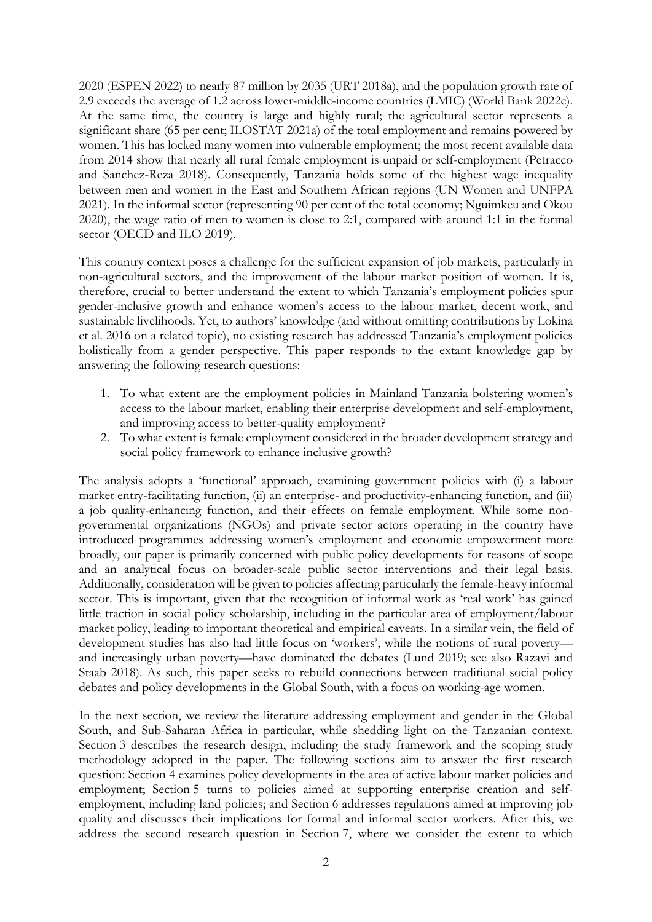2020 (ESPEN 2022) to nearly 87 million by 2035 (URT 2018a), and the population growth rate of 2.9 exceeds the average of 1.2 across lower-middle-income countries (LMIC) (World Bank 2022e). At the same time, the country is large and highly rural; the agricultural sector represents a significant share (65 per cent; ILOSTAT 2021a) of the total employment and remains powered by women. This has locked many women into vulnerable employment; the most recent available data from 2014 show that nearly all rural female employment is unpaid or self-employment (Petracco and Sanchez-Reza 2018). Consequently, Tanzania holds some of the highest wage inequality between men and women in the East and Southern African regions (UN Women and UNFPA 2021). In the informal sector (representing 90 per cent of the total economy; Nguimkeu and Okou 2020), the wage ratio of men to women is close to 2:1, compared with around 1:1 in the formal sector (OECD and ILO 2019).

This country context poses a challenge for the sufficient expansion of job markets, particularly in non-agricultural sectors, and the improvement of the labour market position of women. It is, therefore, crucial to better understand the extent to which Tanzania's employment policies spur gender-inclusive growth and enhance women's access to the labour market, decent work, and sustainable livelihoods. Yet, to authors' knowledge (and without omitting contributions by Lokina et al. 2016 on a related topic), no existing research has addressed Tanzania's employment policies holistically from a gender perspective. This paper responds to the extant knowledge gap by answering the following research questions:

1. To what extent are the employment policies in Mainland Tanzania bolstering women's access to the labour market, enabling their enterprise development and self-employment, and improving access to better-quality employment?
2. To what extent is female employment considered in the broader development strategy and social policy framework to enhance inclusive growth?

The analysis adopts a 'functional' approach, examining government policies with (i) a labour market entry-facilitating function, (ii) an enterprise- and productivity-enhancing function, and (iii) a job quality-enhancing function, and their effects on female employment. While some non-governmental organizations (NGOs) and private sector actors operating in the country have introduced programmes addressing women's employment and economic empowerment more broadly, our paper is primarily concerned with public policy developments for reasons of scope and an analytical focus on broader-scale public sector interventions and their legal basis. Additionally, consideration will be given to policies affecting particularly the female-heavy informal sector. This is important, given that the recognition of informal work as 'real work' has gained little traction in social policy scholarship, including in the particular area of employment/labour market policy, leading to important theoretical and empirical caveats. In a similar vein, the field of development studies has also had little focus on 'workers', while the notions of rural poverty—and increasingly urban poverty—have dominated the debates (Lund 2019; see also Razavi and Staab 2018). As such, this paper seeks to rebuild connections between traditional social policy debates and policy developments in the Global South, with a focus on working-age women.

In the next section, we review the literature addressing employment and gender in the Global South, and Sub-Saharan Africa in particular, while shedding light on the Tanzanian context. Section 3 describes the research design, including the study framework and the scoping study methodology adopted in the paper. The following sections aim to answer the first research question: Section 4 examines policy developments in the area of active labour market policies and employment; Section 5 turns to policies aimed at supporting enterprise creation and self-employment, including land policies; and Section 6 addresses regulations aimed at improving job quality and discusses their implications for formal and informal sector workers. After this, we address the second research question in Section 7, where we consider the extent to which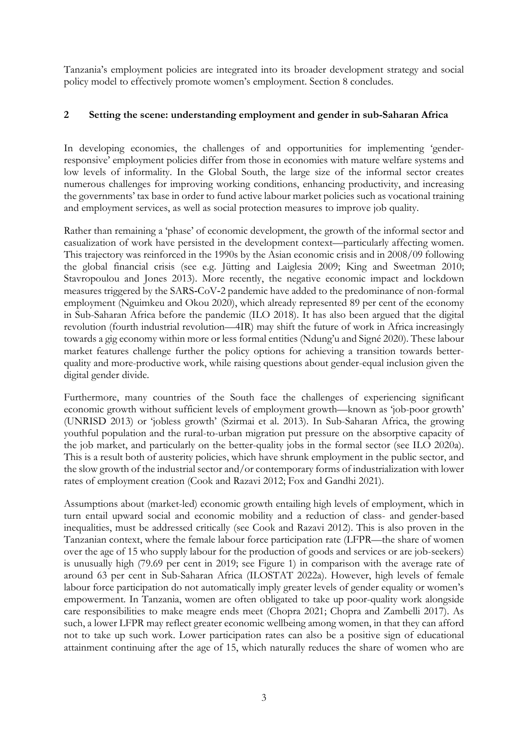Tanzania's employment policies are integrated into its broader development strategy and social policy model to effectively promote women's employment. Section 8 concludes.

## 2 Setting the scene: understanding employment and gender in sub-Saharan Africa

In developing economies, the challenges of and opportunities for implementing 'gender-responsive' employment policies differ from those in economies with mature welfare systems and low levels of informality. In the Global South, the large size of the informal sector creates numerous challenges for improving working conditions, enhancing productivity, and increasing the governments' tax base in order to fund active labour market policies such as vocational training and employment services, as well as social protection measures to improve job quality.

Rather than remaining a 'phase' of economic development, the growth of the informal sector and casualization of work have persisted in the development context—particularly affecting women. This trajectory was reinforced in the 1990s by the Asian economic crisis and in 2008/09 following the global financial crisis (see e.g. Jütting and Laiglesia 2009; King and Sweetman 2010; Stavropoulou and Jones 2013). More recently, the negative economic impact and lockdown measures triggered by the SARS-CoV-2 pandemic have added to the predominance of non-formal employment (Nguimkeu and Okou 2020), which already represented 89 per cent of the economy in Sub-Saharan Africa before the pandemic (ILO 2018). It has also been argued that the digital revolution (fourth industrial revolution—4IR) may shift the future of work in Africa increasingly towards a gig economy within more or less formal entities (Ndung'u and Signé 2020). These labour market features challenge further the policy options for achieving a transition towards better-quality and more-productive work, while raising questions about gender-equal inclusion given the digital gender divide.

Furthermore, many countries of the South face the challenges of experiencing significant economic growth without sufficient levels of employment growth—known as 'job-poor growth' (UNRISD 2013) or 'jobless growth' (Szirmai et al. 2013). In Sub-Saharan Africa, the growing youthful population and the rural-to-urban migration put pressure on the absorptive capacity of the job market, and particularly on the better-quality jobs in the formal sector (see ILO 2020a). This is a result both of austerity policies, which have shrunk employment in the public sector, and the slow growth of the industrial sector and/or contemporary forms of industrialization with lower rates of employment creation (Cook and Razavi 2012; Fox and Gandhi 2021).

Assumptions about (market-led) economic growth entailing high levels of employment, which in turn entail upward social and economic mobility and a reduction of class- and gender-based inequalities, must be addressed critically (see Cook and Razavi 2012). This is also proven in the Tanzanian context, where the female labour force participation rate (LFPR—the share of women over the age of 15 who supply labour for the production of goods and services or are job-seekers) is unusually high (79.69 per cent in 2019; see Figure 1) in comparison with the average rate of around 63 per cent in Sub-Saharan Africa (ILOSTAT 2022a). However, high levels of female labour force participation do not automatically imply greater levels of gender equality or women's empowerment. In Tanzania, women are often obligated to take up poor-quality work alongside care responsibilities to make meagre ends meet (Chopra 2021; Chopra and Zambelli 2017). As such, a lower LFPR may reflect greater economic wellbeing among women, in that they can afford not to take up such work. Lower participation rates can also be a positive sign of educational attainment continuing after the age of 15, which naturally reduces the share of women who are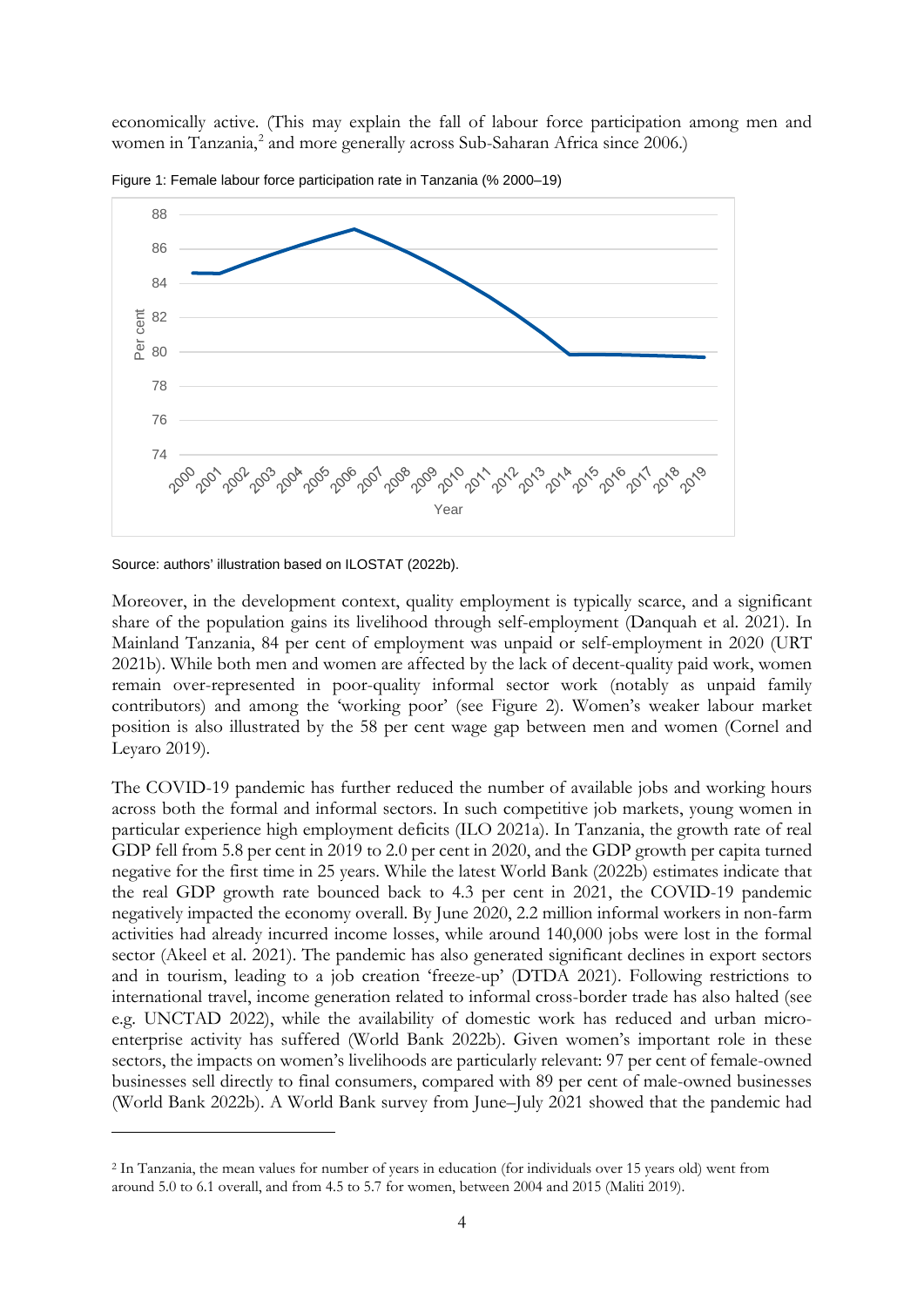economically active. (This may explain the fall of labour force participation among men and women in Tanzania,[2] and more generally across Sub-Saharan Africa since 2006.)

Figure 1: Female labour force participation rate in Tanzania (% 2000–19)

Source: authors' illustration based on ILOSTAT (2022b).

Moreover, in the development context, quality employment is typically scarce, and a significant share of the population gains its livelihood through self-employment (Danquah et al. 2021). In Mainland Tanzania, 84 per cent of employment was unpaid or self-employment in 2020 (URT 2021b). While both men and women are affected by the lack of decent-quality paid work, women remain over-represented in poor-quality informal sector work (notably as unpaid family contributors) and among the 'working poor' (see Figure 2). Women's weaker labour market position is also illustrated by the 58 per cent wage gap between men and women (Cornel and Leyaro 2019).

The COVID-19 pandemic has further reduced the number of available jobs and working hours across both the formal and informal sectors. In such competitive job markets, young women in particular experience high employment deficits (ILO 2021a). In Tanzania, the growth rate of real GDP fell from 5.8 per cent in 2019 to 2.0 per cent in 2020, and the GDP growth per capita turned negative for the first time in 25 years. While the latest World Bank (2022b) estimates indicate that the real GDP growth rate bounced back to 4.3 per cent in 2021, the COVID-19 pandemic negatively impacted the economy overall. By June 2020, 2.2 million informal workers in non-farm activities had already incurred income losses, while around 140,000 jobs were lost in the formal sector (Akeel et al. 2021). The pandemic has also generated significant declines in export sectors and in tourism, leading to a job creation 'freeze-up' (DTDA 2021). Following restrictions to international travel, income generation related to informal cross-border trade has also halted (see e.g. UNCTAD 2022), while the availability of domestic work has reduced and urban micro-enterprise activity has suffered (World Bank 2022b). Given women's important role in these sectors, the impacts on women's livelihoods are particularly relevant: 97 per cent of female-owned businesses sell directly to final consumers, compared with 89 per cent of male-owned businesses (World Bank 2022b). A World Bank survey from June–July 2021 showed that the pandemic had

---

[2] In Tanzania, the mean values for number of years in education (for individuals over 15 years old) went from around 5.0 to 6.1 overall, and from 4.5 to 5.7 for women, between 2004 and 2015 (Maliti 2019).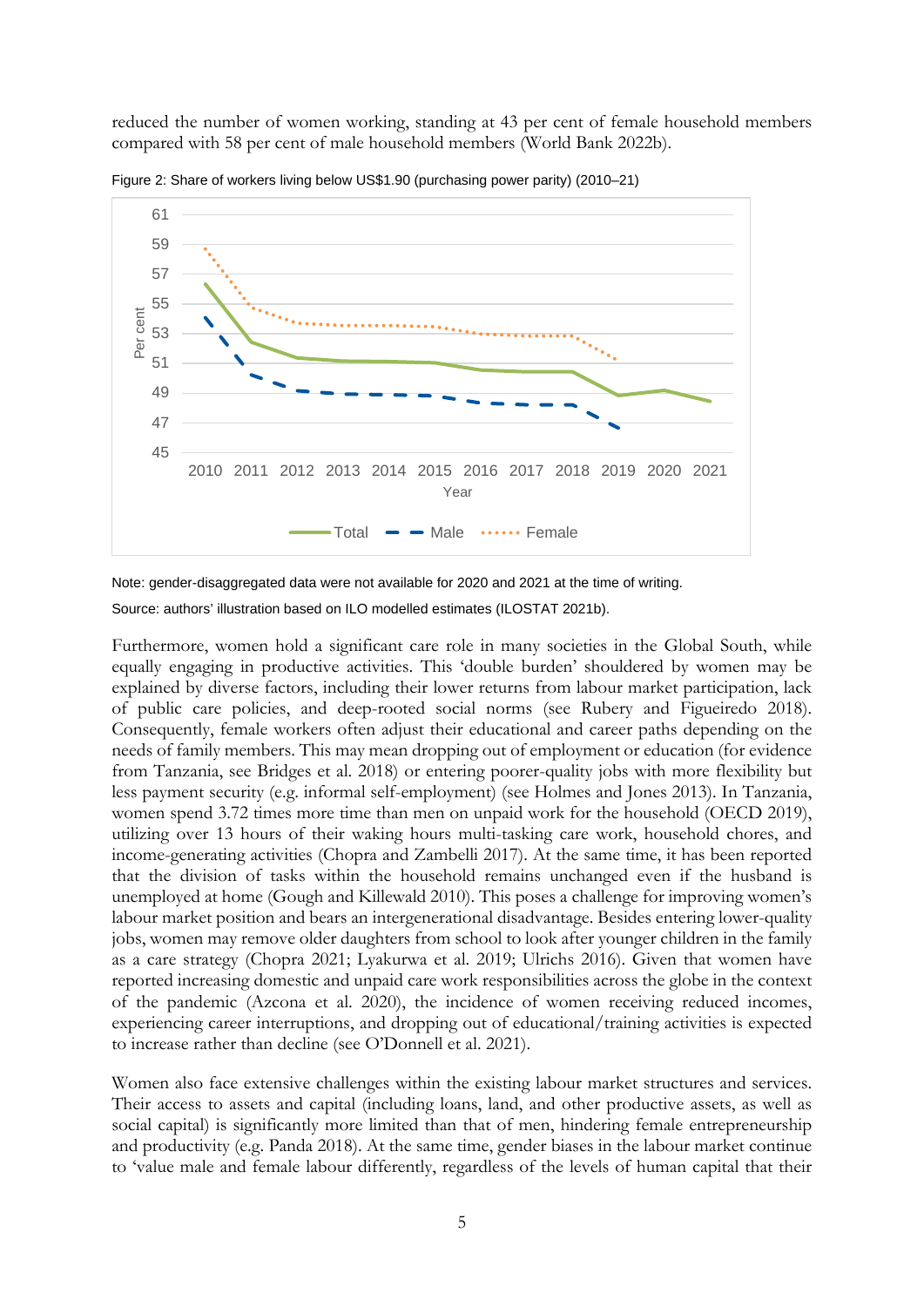reduced the number of women working, standing at 43 per cent of female household members compared with 58 per cent of male household members (World Bank 2022b).

Figure 2: Share of workers living below US$1.90 (purchasing power parity) (2010–21)

Note: gender-disaggregated data were not available for 2020 and 2021 at the time of writing.

Source: authors' illustration based on ILO modelled estimates (ILOSTAT 2021b).

Furthermore, women hold a significant care role in many societies in the Global South, while equally engaging in productive activities. This 'double burden' shouldered by women may be explained by diverse factors, including their lower returns from labour market participation, lack of public care policies, and deep-rooted social norms (see Rubery and Figueiredo 2018). Consequently, female workers often adjust their educational and career paths depending on the needs of family members. This may mean dropping out of employment or education (for evidence from Tanzania, see Bridges et al. 2018) or entering poorer-quality jobs with more flexibility but less payment security (e.g. informal self-employment) (see Holmes and Jones 2013). In Tanzania, women spend 3.72 times more time than men on unpaid work for the household (OECD 2019), utilizing over 13 hours of their waking hours multi-tasking care work, household chores, and income-generating activities (Chopra and Zambelli 2017). At the same time, it has been reported that the division of tasks within the household remains unchanged even if the husband is unemployed at home (Gough and Killewald 2010). This poses a challenge for improving women's labour market position and bears an intergenerational disadvantage. Besides entering lower-quality jobs, women may remove older daughters from school to look after younger children in the family as a care strategy (Chopra 2021; Lyakurwa et al. 2019; Ulrichs 2016). Given that women have reported increasing domestic and unpaid care work responsibilities across the globe in the context of the pandemic (Azcona et al. 2020), the incidence of women receiving reduced incomes, experiencing career interruptions, and dropping out of educational/training activities is expected to increase rather than decline (see O'Donnell et al. 2021).

Women also face extensive challenges within the existing labour market structures and services. Their access to assets and capital (including loans, land, and other productive assets, as well as social capital) is significantly more limited than that of men, hindering female entrepreneurship and productivity (e.g. Panda 2018). At the same time, gender biases in the labour market continue to 'value male and female labour differently, regardless of the levels of human capital that their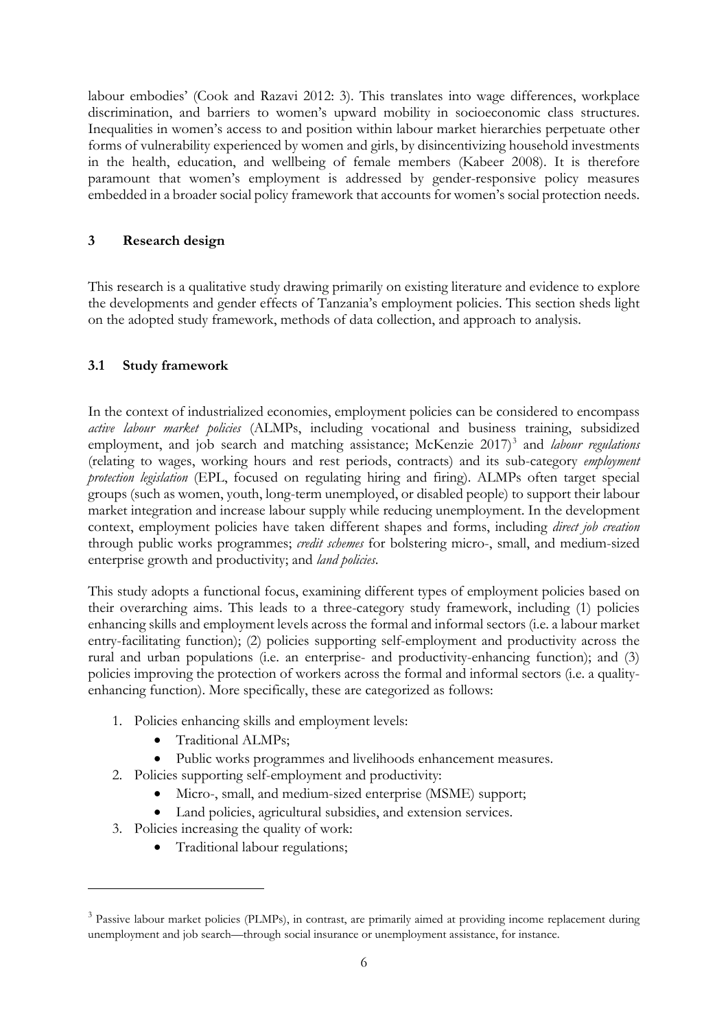labour embodies' (Cook and Razavi 2012: 3). This translates into wage differences, workplace discrimination, and barriers to women's upward mobility in socioeconomic class structures. Inequalities in women's access to and position within labour market hierarchies perpetuate other forms of vulnerability experienced by women and girls, by disincentivizing household investments in the health, education, and wellbeing of female members (Kabeer 2008). It is therefore paramount that women's employment is addressed by gender-responsive policy measures embedded in a broader social policy framework that accounts for women's social protection needs.

## 3 Research design

This research is a qualitative study drawing primarily on existing literature and evidence to explore the developments and gender effects of Tanzania's employment policies. This section sheds light on the adopted study framework, methods of data collection, and approach to analysis.

### 3.1 Study framework

In the context of industrialized economies, employment policies can be considered to encompass *active labour market policies* (ALMPs, including vocational and business training, subsidized employment, and job search and matching assistance; McKenzie 2017)[3] and *labour regulations* (relating to wages, working hours and rest periods, contracts) and its sub-category *employment protection legislation* (EPL, focused on regulating hiring and firing). ALMPs often target special groups (such as women, youth, long-term unemployed, or disabled people) to support their labour market integration and increase labour supply while reducing unemployment. In the development context, employment policies have taken different shapes and forms, including *direct job creation* through public works programmes; *credit schemes* for bolstering micro-, small, and medium-sized enterprise growth and productivity; and *land policies*.

This study adopts a functional focus, examining different types of employment policies based on their overarching aims. This leads to a three-category study framework, including (1) policies enhancing skills and employment levels across the formal and informal sectors (i.e. a labour market entry-facilitating function); (2) policies supporting self-employment and productivity across the rural and urban populations (i.e. an enterprise- and productivity-enhancing function); and (3) policies improving the protection of workers across the formal and informal sectors (i.e. a quality-enhancing function). More specifically, these are categorized as follows:

1. Policies enhancing skills and employment levels:
    - Traditional ALMPs;
    - Public works programmes and livelihoods enhancement measures.
2. Policies supporting self-employment and productivity:
    - Micro-, small, and medium-sized enterprise (MSME) support;
    - Land policies, agricultural subsidies, and extension services.
3. Policies increasing the quality of work:
    - Traditional labour regulations;

[3] Passive labour market policies (PLMPs), in contrast, are primarily aimed at providing income replacement during unemployment and job search—through social insurance or unemployment assistance, for instance.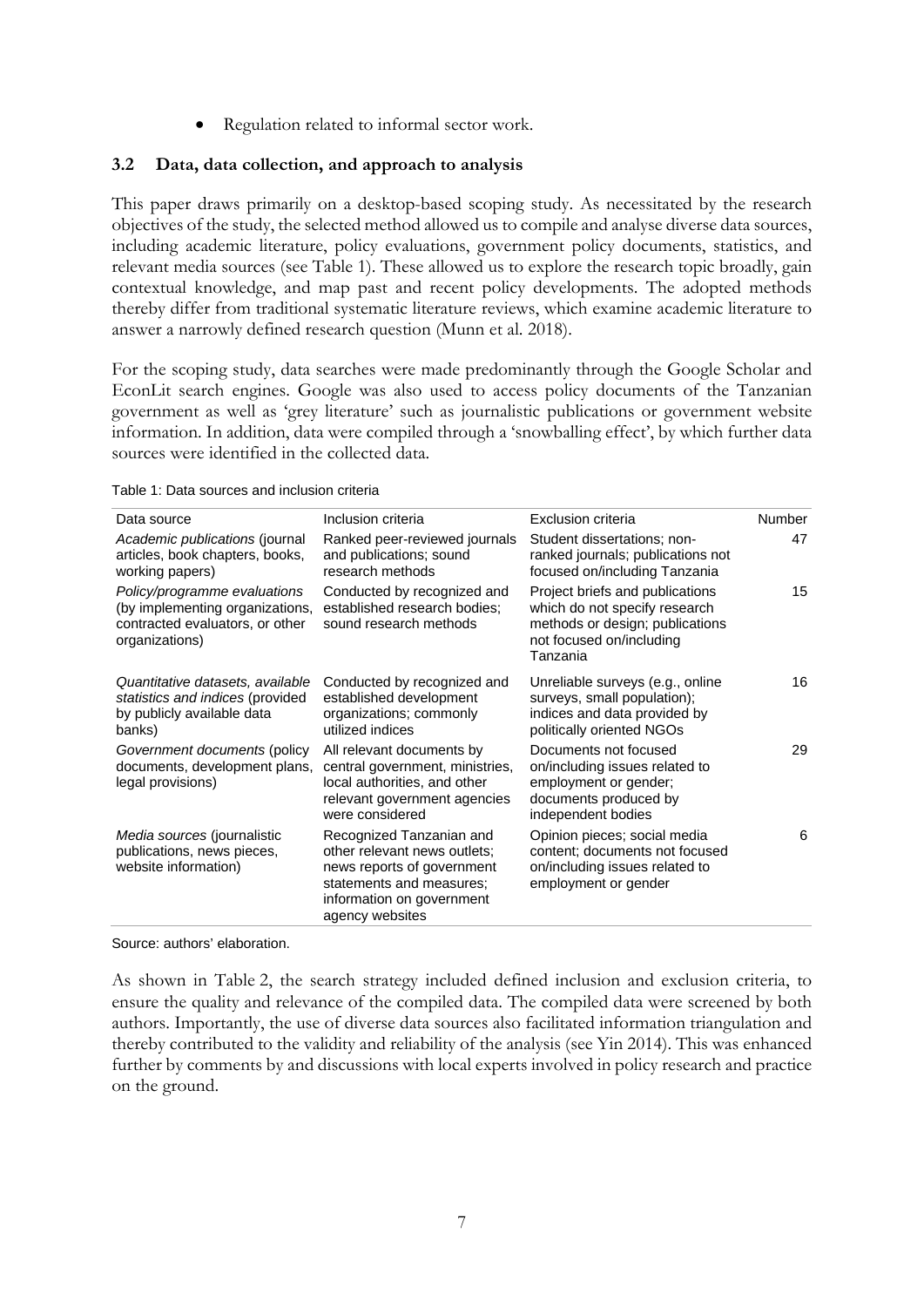- Regulation related to informal sector work.

### 3.2 Data, data collection, and approach to analysis

This paper draws primarily on a desktop-based scoping study. As necessitated by the research objectives of the study, the selected method allowed us to compile and analyse diverse data sources, including academic literature, policy evaluations, government policy documents, statistics, and relevant media sources (see Table 1). These allowed us to explore the research topic broadly, gain contextual knowledge, and map past and recent policy developments. The adopted methods thereby differ from traditional systematic literature reviews, which examine academic literature to answer a narrowly defined research question (Munn et al. 2018).

For the scoping study, data searches were made predominantly through the Google Scholar and EconLit search engines. Google was also used to access policy documents of the Tanzanian government as well as 'grey literature' such as journalistic publications or government website information. In addition, data were compiled through a 'snowballing effect', by which further data sources were identified in the collected data.

Table 1: Data sources and inclusion criteria

| Data source | Inclusion criteria | Exclusion criteria | Number |
|---|---|---|---|
| *Academic publications* (journal articles, book chapters, books, working papers) | Ranked peer-reviewed journals and publications; sound research methods | Student dissertations; non-ranked journals; publications not focused on/including Tanzania | 47 |
| *Policy/programme evaluations* (by implementing organizations, contracted evaluators, or other organizations) | Conducted by recognized and established research bodies; sound research methods | Project briefs and publications which do not specify research methods or design; publications not focused on/including Tanzania | 15 |
| *Quantitative datasets, available statistics and indices* (provided by publicly available data banks) | Conducted by recognized and established development organizations; commonly utilized indices | Unreliable surveys (e.g., online surveys, small population); indices and data provided by politically oriented NGOs | 16 |
| *Government documents* (policy documents, development plans, legal provisions) | All relevant documents by central government, ministries, local authorities, and other relevant government agencies were considered | Documents not focused on/including issues related to employment or gender; documents produced by independent bodies | 29 |
| *Media sources* (journalistic publications, news pieces, website information) | Recognized Tanzanian and other relevant news outlets; news reports of government statements and measures; information on government agency websites | Opinion pieces; social media content; documents not focused on/including issues related to employment or gender | 6 |

Source: authors' elaboration.

As shown in Table 2, the search strategy included defined inclusion and exclusion criteria, to ensure the quality and relevance of the compiled data. The compiled data were screened by both authors. Importantly, the use of diverse data sources also facilitated information triangulation and thereby contributed to the validity and reliability of the analysis (see Yin 2014). This was enhanced further by comments by and discussions with local experts involved in policy research and practice on the ground.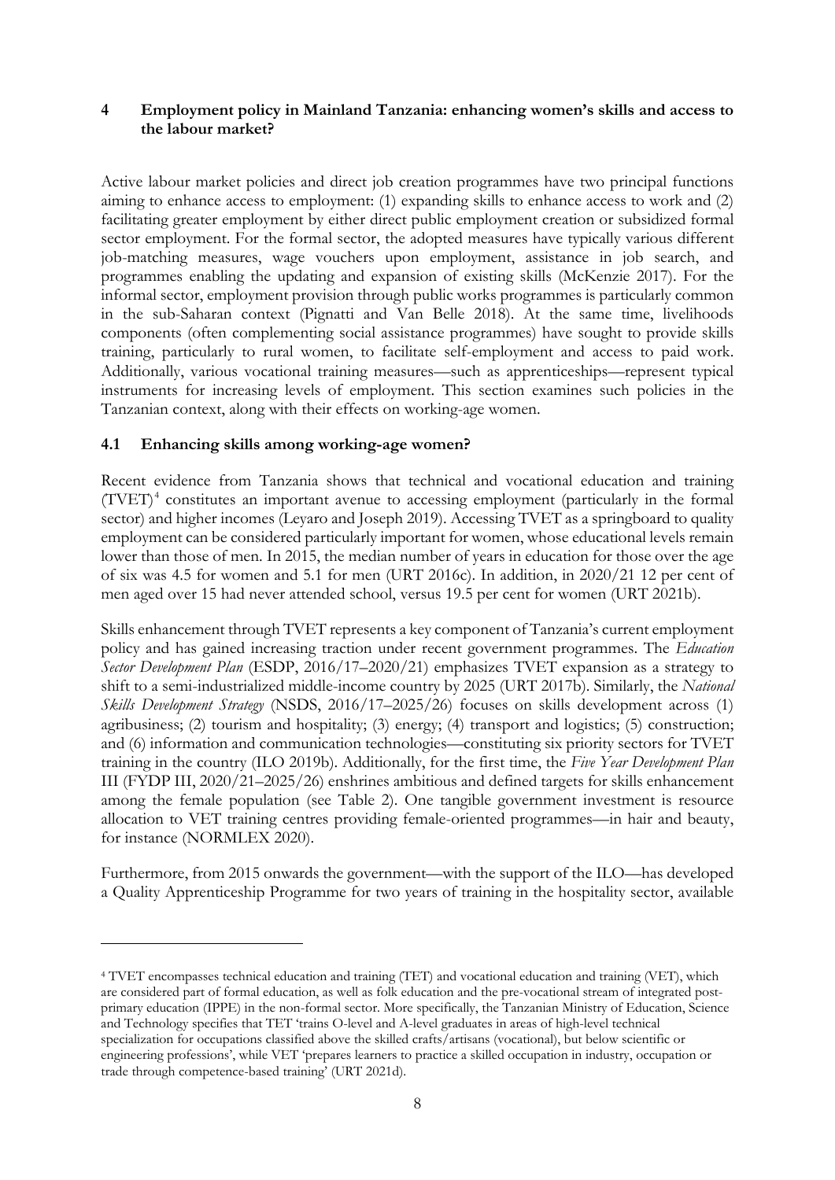## 4 Employment policy in Mainland Tanzania: enhancing women's skills and access to the labour market?

Active labour market policies and direct job creation programmes have two principal functions aiming to enhance access to employment: (1) expanding skills to enhance access to work and (2) facilitating greater employment by either direct public employment creation or subsidized formal sector employment. For the formal sector, the adopted measures have typically various different job-matching measures, wage vouchers upon employment, assistance in job search, and programmes enabling the updating and expansion of existing skills (McKenzie 2017). For the informal sector, employment provision through public works programmes is particularly common in the sub-Saharan context (Pignatti and Van Belle 2018). At the same time, livelihoods components (often complementing social assistance programmes) have sought to provide skills training, particularly to rural women, to facilitate self-employment and access to paid work. Additionally, various vocational training measures—such as apprenticeships—represent typical instruments for increasing levels of employment. This section examines such policies in the Tanzanian context, along with their effects on working-age women.

### 4.1 Enhancing skills among working-age women?

Recent evidence from Tanzania shows that technical and vocational education and training (TVET)[4] constitutes an important avenue to accessing employment (particularly in the formal sector) and higher incomes (Leyaro and Joseph 2019). Accessing TVET as a springboard to quality employment can be considered particularly important for women, whose educational levels remain lower than those of men. In 2015, the median number of years in education for those over the age of six was 4.5 for women and 5.1 for men (URT 2016c). In addition, in 2020/21 12 per cent of men aged over 15 had never attended school, versus 19.5 per cent for women (URT 2021b).

Skills enhancement through TVET represents a key component of Tanzania's current employment policy and has gained increasing traction under recent government programmes. The *Education Sector Development Plan* (ESDP, 2016/17–2020/21) emphasizes TVET expansion as a strategy to shift to a semi-industrialized middle-income country by 2025 (URT 2017b). Similarly, the *National Skills Development Strategy* (NSDS, 2016/17–2025/26) focuses on skills development across (1) agribusiness; (2) tourism and hospitality; (3) energy; (4) transport and logistics; (5) construction; and (6) information and communication technologies—constituting six priority sectors for TVET training in the country (ILO 2019b). Additionally, for the first time, the *Five Year Development Plan* III (FYDP III, 2020/21–2025/26) enshrines ambitious and defined targets for skills enhancement among the female population (see Table 2). One tangible government investment is resource allocation to VET training centres providing female-oriented programmes—in hair and beauty, for instance (NORMLEX 2020).

Furthermore, from 2015 onwards the government—with the support of the ILO—has developed a Quality Apprenticeship Programme for two years of training in the hospitality sector, available

[4] TVET encompasses technical education and training (TET) and vocational education and training (VET), which are considered part of formal education, as well as folk education and the pre-vocational stream of integrated post-primary education (IPPE) in the non-formal sector. More specifically, the Tanzanian Ministry of Education, Science and Technology specifies that TET 'trains O-level and A-level graduates in areas of high-level technical specialization for occupations classified above the skilled crafts/artisans (vocational), but below scientific or engineering professions', while VET 'prepares learners to practice a skilled occupation in industry, occupation or trade through competence-based training' (URT 2021d).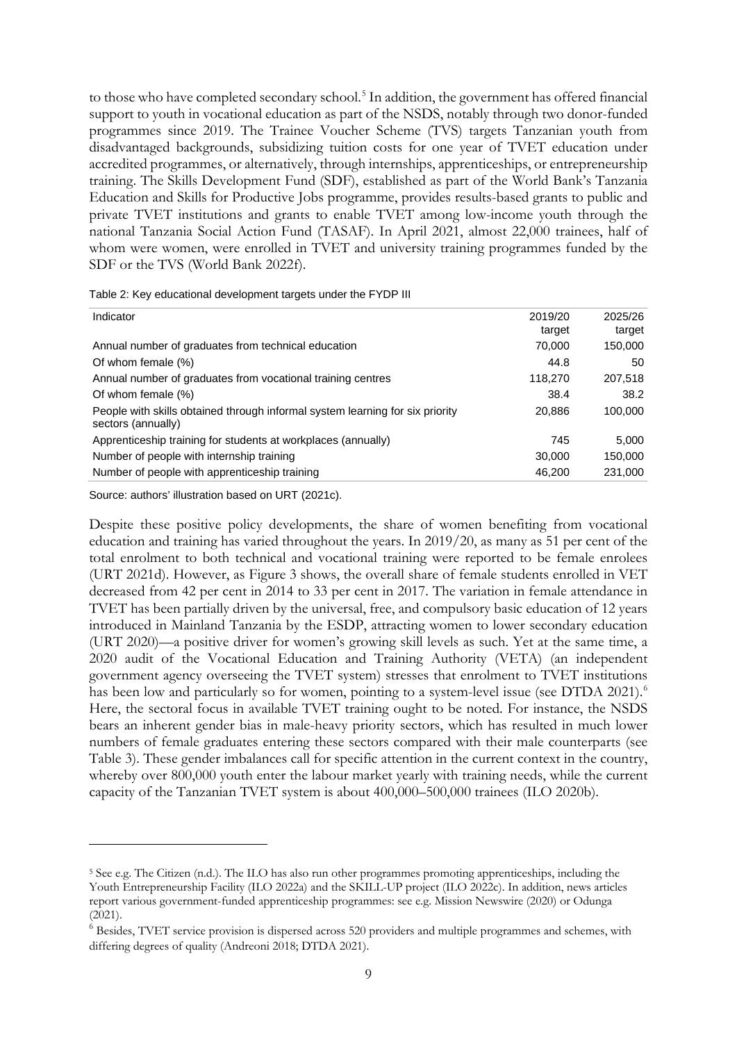to those who have completed secondary school.[5] In addition, the government has offered financial support to youth in vocational education as part of the NSDS, notably through two donor-funded programmes since 2019. The Trainee Voucher Scheme (TVS) targets Tanzanian youth from disadvantaged backgrounds, subsidizing tuition costs for one year of TVET education under accredited programmes, or alternatively, through internships, apprenticeships, or entrepreneurship training. The Skills Development Fund (SDF), established as part of the World Bank's Tanzania Education and Skills for Productive Jobs programme, provides results-based grants to public and private TVET institutions and grants to enable TVET among low-income youth through the national Tanzania Social Action Fund (TASAF). In April 2021, almost 22,000 trainees, half of whom were women, were enrolled in TVET and university training programmes funded by the SDF or the TVS (World Bank 2022f).

Table 2: Key educational development targets under the FYDP III

| Indicator | 2019/20 target | 2025/26 target |
|---|---|---|
| Annual number of graduates from technical education | 70,000 | 150,000 |
| Of whom female (%) | 44.8 | 50 |
| Annual number of graduates from vocational training centres | 118,270 | 207,518 |
| Of whom female (%) | 38.4 | 38.2 |
| People with skills obtained through informal system learning for six priority sectors (annually) | 20,886 | 100,000 |
| Apprenticeship training for students at workplaces (annually) | 745 | 5,000 |
| Number of people with internship training | 30,000 | 150,000 |
| Number of people with apprenticeship training | 46,200 | 231,000 |

Source: authors' illustration based on URT (2021c).

Despite these positive policy developments, the share of women benefiting from vocational education and training has varied throughout the years. In 2019/20, as many as 51 per cent of the total enrolment to both technical and vocational training were reported to be female enrolees (URT 2021d). However, as Figure 3 shows, the overall share of female students enrolled in VET decreased from 42 per cent in 2014 to 33 per cent in 2017. The variation in female attendance in TVET has been partially driven by the universal, free, and compulsory basic education of 12 years introduced in Mainland Tanzania by the ESDP, attracting women to lower secondary education (URT 2020)—a positive driver for women's growing skill levels as such. Yet at the same time, a 2020 audit of the Vocational Education and Training Authority (VETA) (an independent government agency overseeing the TVET system) stresses that enrolment to TVET institutions has been low and particularly so for women, pointing to a system-level issue (see DTDA 2021).[6] Here, the sectoral focus in available TVET training ought to be noted. For instance, the NSDS bears an inherent gender bias in male-heavy priority sectors, which has resulted in much lower numbers of female graduates entering these sectors compared with their male counterparts (see Table 3). These gender imbalances call for specific attention in the current context in the country, whereby over 800,000 youth enter the labour market yearly with training needs, while the current capacity of the Tanzanian TVET system is about 400,000–500,000 trainees (ILO 2020b).

---

[5] See e.g. The Citizen (n.d.). The ILO has also run other programmes promoting apprenticeships, including the Youth Entrepreneurship Facility (ILO 2022a) and the SKILL-UP project (ILO 2022c). In addition, news articles report various government-funded apprenticeship programmes: see e.g. Mission Newswire (2020) or Odunga (2021).

[6] Besides, TVET service provision is dispersed across 520 providers and multiple programmes and schemes, with differing degrees of quality (Andreoni 2018; DTDA 2021).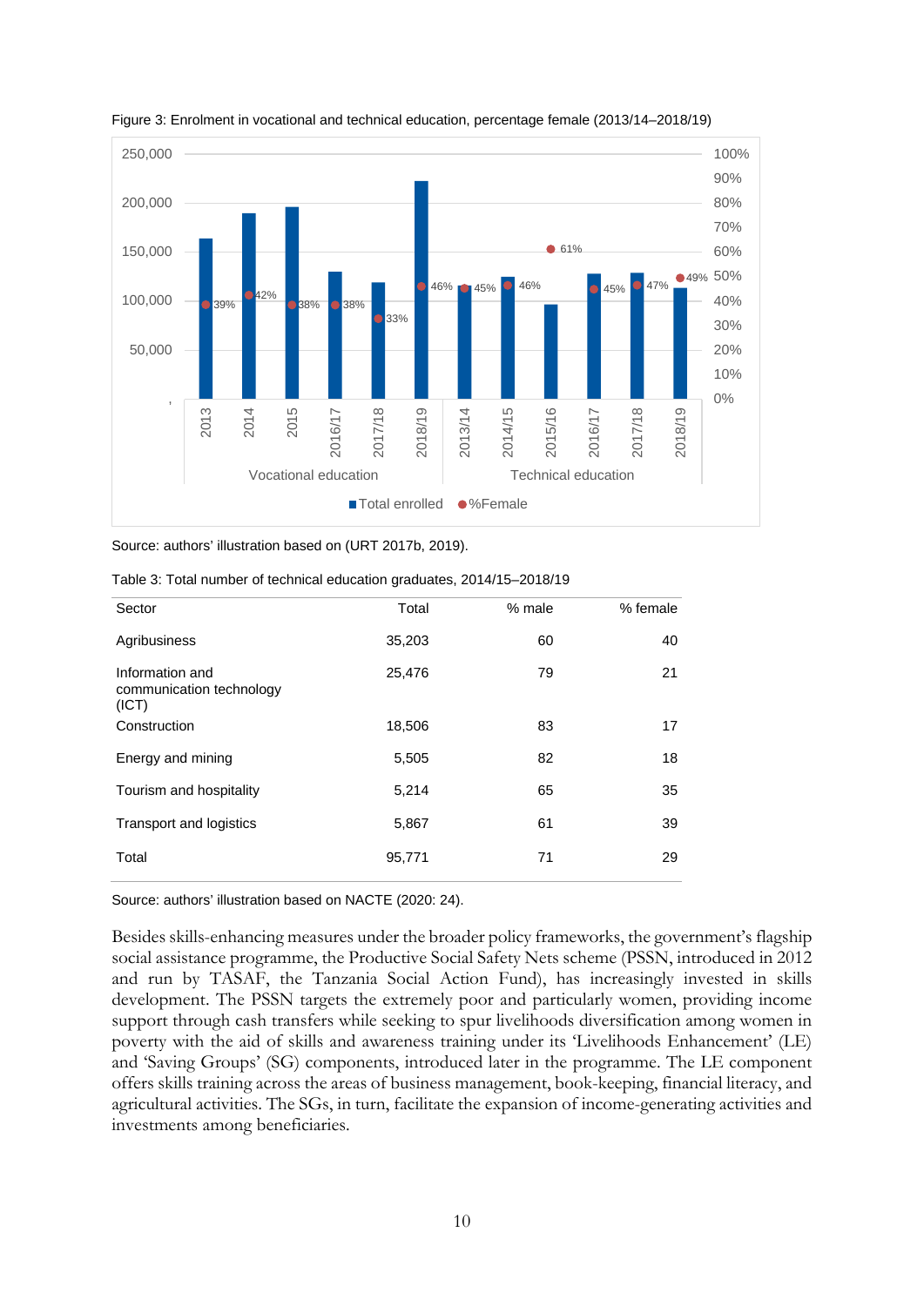Figure 3: Enrolment in vocational and technical education, percentage female (2013/14–2018/19)

Source: authors' illustration based on (URT 2017b, 2019).

Table 3: Total number of technical education graduates, 2014/15–2018/19

| Sector | Total | % male | % female |
|---|---|---|---|
| Agribusiness | 35,203 | 60 | 40 |
| Information and communication technology (ICT) | 25,476 | 79 | 21 |
| Construction | 18,506 | 83 | 17 |
| Energy and mining | 5,505 | 82 | 18 |
| Tourism and hospitality | 5,214 | 65 | 35 |
| Transport and logistics | 5,867 | 61 | 39 |
| Total | 95,771 | 71 | 29 |

Source: authors' illustration based on NACTE (2020: 24).

Besides skills-enhancing measures under the broader policy frameworks, the government's flagship social assistance programme, the Productive Social Safety Nets scheme (PSSN, introduced in 2012 and run by TASAF, the Tanzania Social Action Fund), has increasingly invested in skills development. The PSSN targets the extremely poor and particularly women, providing income support through cash transfers while seeking to spur livelihoods diversification among women in poverty with the aid of skills and awareness training under its 'Livelihoods Enhancement' (LE) and 'Saving Groups' (SG) components, introduced later in the programme. The LE component offers skills training across the areas of business management, book-keeping, financial literacy, and agricultural activities. The SGs, in turn, facilitate the expansion of income-generating activities and investments among beneficiaries.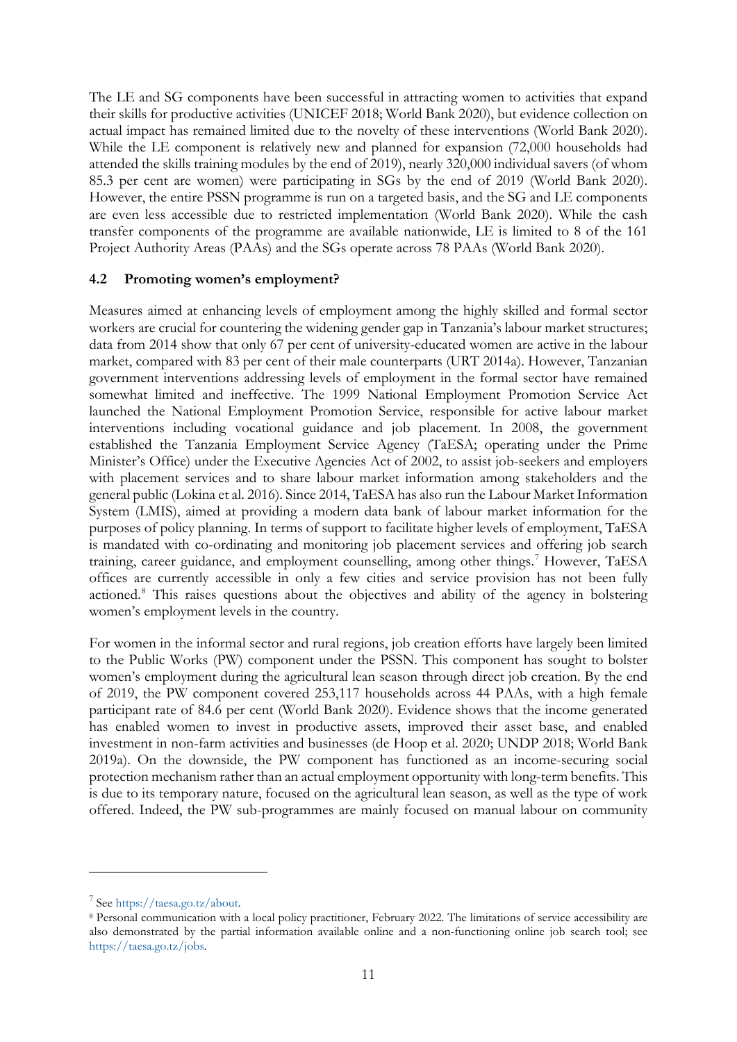The LE and SG components have been successful in attracting women to activities that expand their skills for productive activities (UNICEF 2018; World Bank 2020), but evidence collection on actual impact has remained limited due to the novelty of these interventions (World Bank 2020). While the LE component is relatively new and planned for expansion (72,000 households had attended the skills training modules by the end of 2019), nearly 320,000 individual savers (of whom 85.3 per cent are women) were participating in SGs by the end of 2019 (World Bank 2020). However, the entire PSSN programme is run on a targeted basis, and the SG and LE components are even less accessible due to restricted implementation (World Bank 2020). While the cash transfer components of the programme are available nationwide, LE is limited to 8 of the 161 Project Authority Areas (PAAs) and the SGs operate across 78 PAAs (World Bank 2020).

### 4.2 Promoting women's employment?

Measures aimed at enhancing levels of employment among the highly skilled and formal sector workers are crucial for countering the widening gender gap in Tanzania's labour market structures; data from 2014 show that only 67 per cent of university-educated women are active in the labour market, compared with 83 per cent of their male counterparts (URT 2014a). However, Tanzanian government interventions addressing levels of employment in the formal sector have remained somewhat limited and ineffective. The 1999 National Employment Promotion Service Act launched the National Employment Promotion Service, responsible for active labour market interventions including vocational guidance and job placement. In 2008, the government established the Tanzania Employment Service Agency (TaESA; operating under the Prime Minister's Office) under the Executive Agencies Act of 2002, to assist job-seekers and employers with placement services and to share labour market information among stakeholders and the general public (Lokina et al. 2016). Since 2014, TaESA has also run the Labour Market Information System (LMIS), aimed at providing a modern data bank of labour market information for the purposes of policy planning. In terms of support to facilitate higher levels of employment, TaESA is mandated with co-ordinating and monitoring job placement services and offering job search training, career guidance, and employment counselling, among other things.[7] However, TaESA offices are currently accessible in only a few cities and service provision has not been fully actioned.[8] This raises questions about the objectives and ability of the agency in bolstering women's employment levels in the country.

For women in the informal sector and rural regions, job creation efforts have largely been limited to the Public Works (PW) component under the PSSN. This component has sought to bolster women's employment during the agricultural lean season through direct job creation. By the end of 2019, the PW component covered 253,117 households across 44 PAAs, with a high female participant rate of 84.6 per cent (World Bank 2020). Evidence shows that the income generated has enabled women to invest in productive assets, improved their asset base, and enabled investment in non-farm activities and businesses (de Hoop et al. 2020; UNDP 2018; World Bank 2019a). On the downside, the PW component has functioned as an income-securing social protection mechanism rather than an actual employment opportunity with long-term benefits. This is due to its temporary nature, focused on the agricultural lean season, as well as the type of work offered. Indeed, the PW sub-programmes are mainly focused on manual labour on community

---

[7] See https://taesa.go.tz/about.

[8] Personal communication with a local policy practitioner, February 2022. The limitations of service accessibility are also demonstrated by the partial information available online and a non-functioning online job search tool; see https://taesa.go.tz/jobs.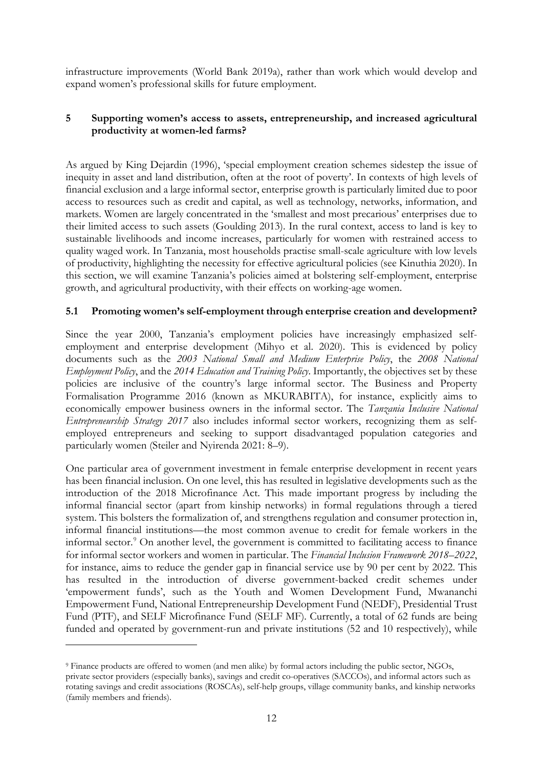infrastructure improvements (World Bank 2019a), rather than work which would develop and expand women's professional skills for future employment.

## 5 Supporting women's access to assets, entrepreneurship, and increased agricultural productivity at women-led farms?

As argued by King Dejardin (1996), 'special employment creation schemes sidestep the issue of inequity in asset and land distribution, often at the root of poverty'. In contexts of high levels of financial exclusion and a large informal sector, enterprise growth is particularly limited due to poor access to resources such as credit and capital, as well as technology, networks, information, and markets. Women are largely concentrated in the 'smallest and most precarious' enterprises due to their limited access to such assets (Goulding 2013). In the rural context, access to land is key to sustainable livelihoods and income increases, particularly for women with restrained access to quality waged work. In Tanzania, most households practise small-scale agriculture with low levels of productivity, highlighting the necessity for effective agricultural policies (see Kinuthia 2020). In this section, we will examine Tanzania's policies aimed at bolstering self-employment, enterprise growth, and agricultural productivity, with their effects on working-age women.

### 5.1 Promoting women's self-employment through enterprise creation and development?

Since the year 2000, Tanzania's employment policies have increasingly emphasized self-employment and enterprise development (Mihyo et al. 2020). This is evidenced by policy documents such as the *2003 National Small and Medium Enterprise Policy*, the *2008 National Employment Policy*, and the *2014 Education and Training Policy*. Importantly, the objectives set by these policies are inclusive of the country's large informal sector. The Business and Property Formalisation Programme 2016 (known as MKURABITA), for instance, explicitly aims to economically empower business owners in the informal sector. The *Tanzania Inclusive National Entrepreneurship Strategy 2017* also includes informal sector workers, recognizing them as self-employed entrepreneurs and seeking to support disadvantaged population categories and particularly women (Steiler and Nyirenda 2021: 8–9).

One particular area of government investment in female enterprise development in recent years has been financial inclusion. On one level, this has resulted in legislative developments such as the introduction of the 2018 Microfinance Act. This made important progress by including the informal financial sector (apart from kinship networks) in formal regulations through a tiered system. This bolsters the formalization of, and strengthens regulation and consumer protection in, informal financial institutions—the most common avenue to credit for female workers in the informal sector.[9] On another level, the government is committed to facilitating access to finance for informal sector workers and women in particular. The *Financial Inclusion Framework 2018–2022*, for instance, aims to reduce the gender gap in financial service use by 90 per cent by 2022. This has resulted in the introduction of diverse government-backed credit schemes under 'empowerment funds', such as the Youth and Women Development Fund, Mwananchi Empowerment Fund, National Entrepreneurship Development Fund (NEDF), Presidential Trust Fund (PTF), and SELF Microfinance Fund (SELF MF). Currently, a total of 62 funds are being funded and operated by government-run and private institutions (52 and 10 respectively), while

[9] Finance products are offered to women (and men alike) by formal actors including the public sector, NGOs, private sector providers (especially banks), savings and credit co-operatives (SACCOs), and informal actors such as rotating savings and credit associations (ROSCAs), self-help groups, village community banks, and kinship networks (family members and friends).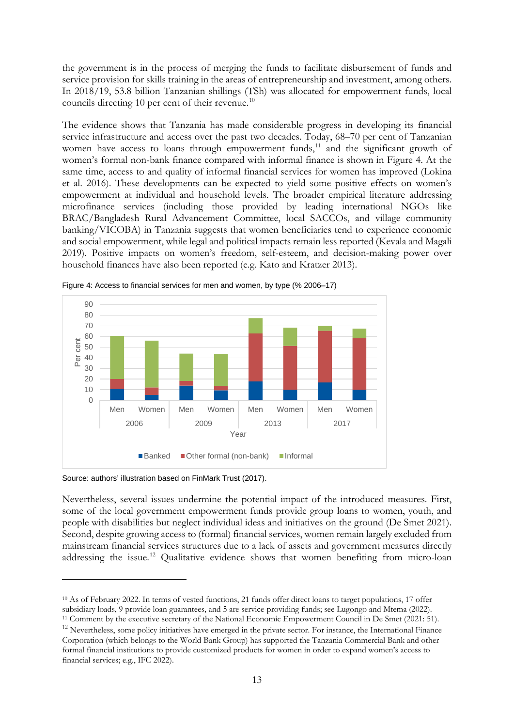the government is in the process of merging the funds to facilitate disbursement of funds and service provision for skills training in the areas of entrepreneurship and investment, among others. In 2018/19, 53.8 billion Tanzanian shillings (TSh) was allocated for empowerment funds, local councils directing 10 per cent of their revenue.[10]

The evidence shows that Tanzania has made considerable progress in developing its financial service infrastructure and access over the past two decades. Today, 68–70 per cent of Tanzanian women have access to loans through empowerment funds,[11] and the significant growth of women's formal non-bank finance compared with informal finance is shown in Figure 4. At the same time, access to and quality of informal financial services for women has improved (Lokina et al. 2016). These developments can be expected to yield some positive effects on women's empowerment at individual and household levels. The broader empirical literature addressing microfinance services (including those provided by leading international NGOs like BRAC/Bangladesh Rural Advancement Committee, local SACCOs, and village community banking/VICOBA) in Tanzania suggests that women beneficiaries tend to experience economic and social empowerment, while legal and political impacts remain less reported (Kevala and Magali 2019). Positive impacts on women's freedom, self-esteem, and decision-making power over household finances have also been reported (e.g. Kato and Kratzer 2013).

Figure 4: Access to financial services for men and women, by type (% 2006–17)

Source: authors' illustration based on FinMark Trust (2017).

Nevertheless, several issues undermine the potential impact of the introduced measures. First, some of the local government empowerment funds provide group loans to women, youth, and people with disabilities but neglect individual ideas and initiatives on the ground (De Smet 2021). Second, despite growing access to (formal) financial services, women remain largely excluded from mainstream financial services structures due to a lack of assets and government measures directly addressing the issue.[12] Qualitative evidence shows that women benefiting from micro-loan

---

[10] As of February 2022. In terms of vested functions, 21 funds offer direct loans to target populations, 17 offer subsidiary loads, 9 provide loan guarantees, and 5 are service-providing funds; see Lugongo and Mtema (2022).

[11] Comment by the executive secretary of the National Economic Empowerment Council in De Smet (2021: 51).

[12] Nevertheless, some policy initiatives have emerged in the private sector. For instance, the International Finance Corporation (which belongs to the World Bank Group) has supported the Tanzania Commercial Bank and other formal financial institutions to provide customized products for women in order to expand women's access to financial services; e.g., IFC 2022).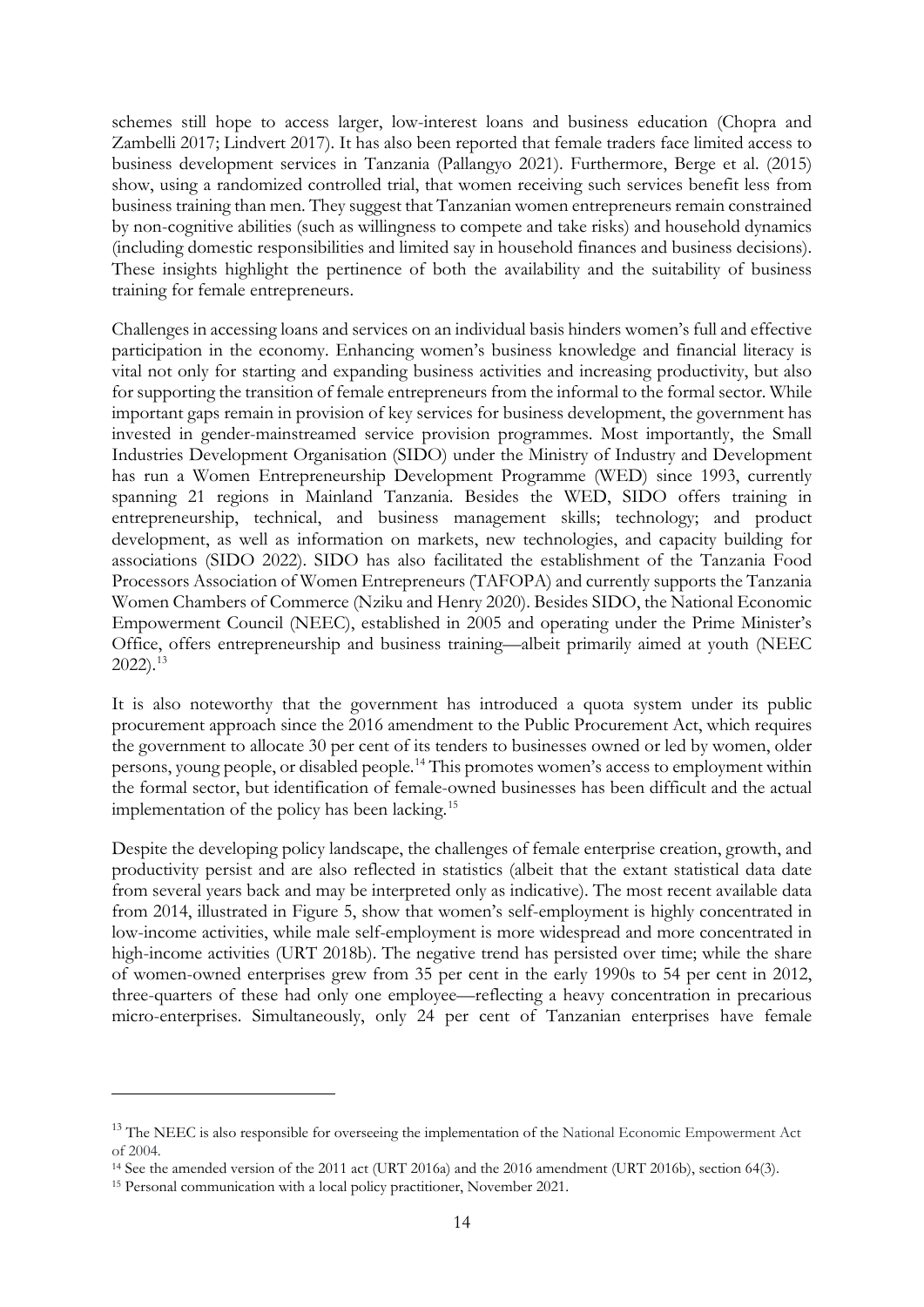schemes still hope to access larger, low-interest loans and business education (Chopra and Zambelli 2017; Lindvert 2017). It has also been reported that female traders face limited access to business development services in Tanzania (Pallangyo 2021). Furthermore, Berge et al. (2015) show, using a randomized controlled trial, that women receiving such services benefit less from business training than men. They suggest that Tanzanian women entrepreneurs remain constrained by non-cognitive abilities (such as willingness to compete and take risks) and household dynamics (including domestic responsibilities and limited say in household finances and business decisions). These insights highlight the pertinence of both the availability and the suitability of business training for female entrepreneurs.

Challenges in accessing loans and services on an individual basis hinders women's full and effective participation in the economy. Enhancing women's business knowledge and financial literacy is vital not only for starting and expanding business activities and increasing productivity, but also for supporting the transition of female entrepreneurs from the informal to the formal sector. While important gaps remain in provision of key services for business development, the government has invested in gender-mainstreamed service provision programmes. Most importantly, the Small Industries Development Organisation (SIDO) under the Ministry of Industry and Development has run a Women Entrepreneurship Development Programme (WED) since 1993, currently spanning 21 regions in Mainland Tanzania. Besides the WED, SIDO offers training in entrepreneurship, technical, and business management skills; technology; and product development, as well as information on markets, new technologies, and capacity building for associations (SIDO 2022). SIDO has also facilitated the establishment of the Tanzania Food Processors Association of Women Entrepreneurs (TAFOPA) and currently supports the Tanzania Women Chambers of Commerce (Nziku and Henry 2020). Besides SIDO, the National Economic Empowerment Council (NEEC), established in 2005 and operating under the Prime Minister's Office, offers entrepreneurship and business training—albeit primarily aimed at youth (NEEC 2022).[13]

It is also noteworthy that the government has introduced a quota system under its public procurement approach since the 2016 amendment to the Public Procurement Act, which requires the government to allocate 30 per cent of its tenders to businesses owned or led by women, older persons, young people, or disabled people.[14] This promotes women's access to employment within the formal sector, but identification of female-owned businesses has been difficult and the actual implementation of the policy has been lacking.[15]

Despite the developing policy landscape, the challenges of female enterprise creation, growth, and productivity persist and are also reflected in statistics (albeit that the extant statistical data date from several years back and may be interpreted only as indicative). The most recent available data from 2014, illustrated in Figure 5, show that women's self-employment is highly concentrated in low-income activities, while male self-employment is more widespread and more concentrated in high-income activities (URT 2018b). The negative trend has persisted over time; while the share of women-owned enterprises grew from 35 per cent in the early 1990s to 54 per cent in 2012, three-quarters of these had only one employee—reflecting a heavy concentration in precarious micro-enterprises. Simultaneously, only 24 per cent of Tanzanian enterprises have female

---

[13] The NEEC is also responsible for overseeing the implementation of the National Economic Empowerment Act of 2004.

[14] See the amended version of the 2011 act (URT 2016a) and the 2016 amendment (URT 2016b), section 64(3).

[15] Personal communication with a local policy practitioner, November 2021.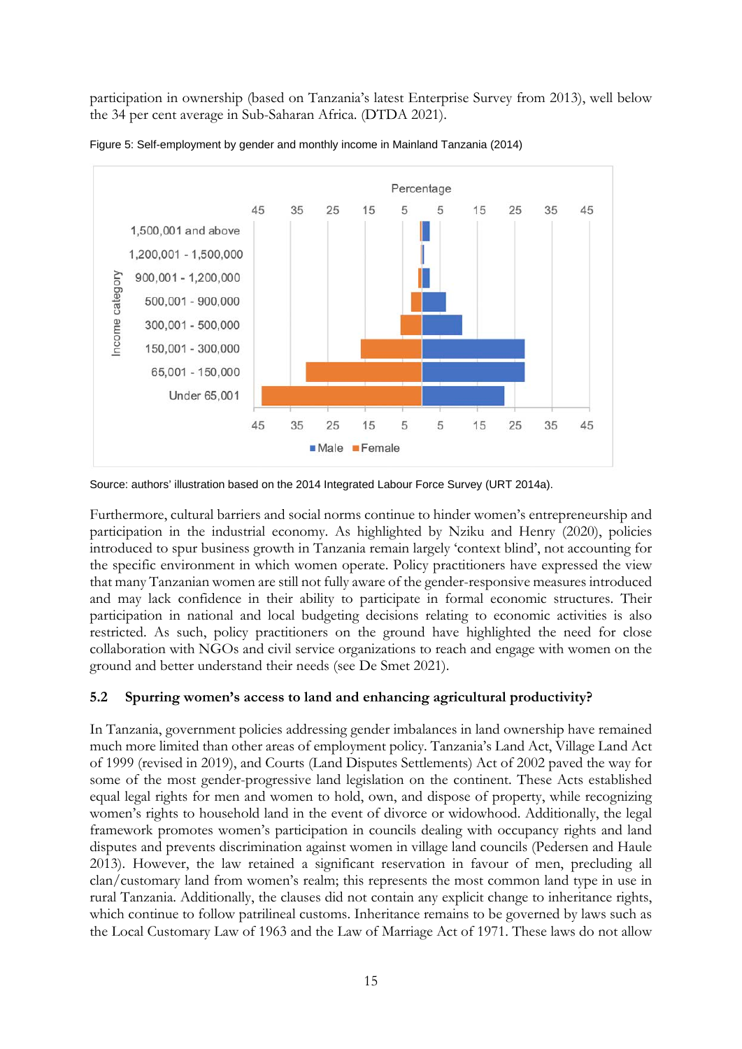participation in ownership (based on Tanzania's latest Enterprise Survey from 2013), well below the 34 per cent average in Sub-Saharan Africa. (DTDA 2021).

Figure 5: Self-employment by gender and monthly income in Mainland Tanzania (2014)

Source: authors' illustration based on the 2014 Integrated Labour Force Survey (URT 2014a).

Furthermore, cultural barriers and social norms continue to hinder women's entrepreneurship and participation in the industrial economy. As highlighted by Nziku and Henry (2020), policies introduced to spur business growth in Tanzania remain largely 'context blind', not accounting for the specific environment in which women operate. Policy practitioners have expressed the view that many Tanzanian women are still not fully aware of the gender-responsive measures introduced and may lack confidence in their ability to participate in formal economic structures. Their participation in national and local budgeting decisions relating to economic activities is also restricted. As such, policy practitioners on the ground have highlighted the need for close collaboration with NGOs and civil service organizations to reach and engage with women on the ground and better understand their needs (see De Smet 2021).

## 5.2 Spurring women's access to land and enhancing agricultural productivity?

In Tanzania, government policies addressing gender imbalances in land ownership have remained much more limited than other areas of employment policy. Tanzania's Land Act, Village Land Act of 1999 (revised in 2019), and Courts (Land Disputes Settlements) Act of 2002 paved the way for some of the most gender-progressive land legislation on the continent. These Acts established equal legal rights for men and women to hold, own, and dispose of property, while recognizing women's rights to household land in the event of divorce or widowhood. Additionally, the legal framework promotes women's participation in councils dealing with occupancy rights and land disputes and prevents discrimination against women in village land councils (Pedersen and Haule 2013). However, the law retained a significant reservation in favour of men, precluding all clan/customary land from women's realm; this represents the most common land type in use in rural Tanzania. Additionally, the clauses did not contain any explicit change to inheritance rights, which continue to follow patrilineal customs. Inheritance remains to be governed by laws such as the Local Customary Law of 1963 and the Law of Marriage Act of 1971. These laws do not allow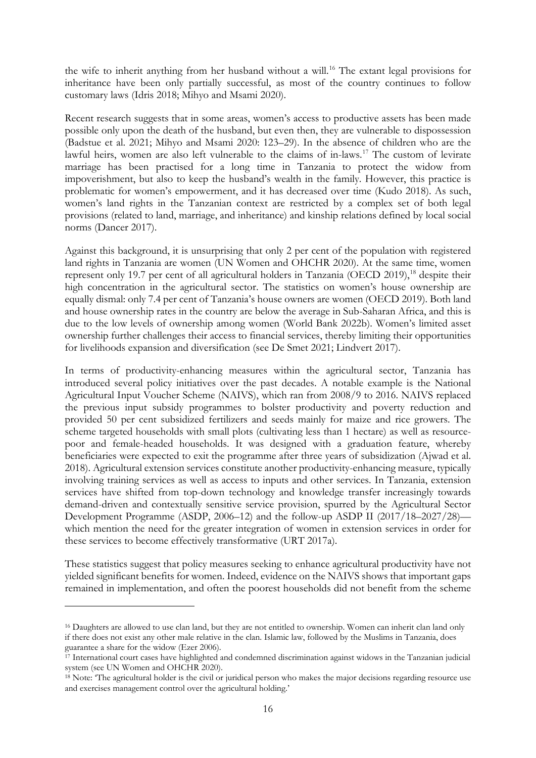the wife to inherit anything from her husband without a will.[16] The extant legal provisions for inheritance have been only partially successful, as most of the country continues to follow customary laws (Idris 2018; Mihyo and Msami 2020).

Recent research suggests that in some areas, women's access to productive assets has been made possible only upon the death of the husband, but even then, they are vulnerable to dispossession (Badstue et al. 2021; Mihyo and Msami 2020: 123–29). In the absence of children who are the lawful heirs, women are also left vulnerable to the claims of in-laws.[17] The custom of levirate marriage has been practised for a long time in Tanzania to protect the widow from impoverishment, but also to keep the husband's wealth in the family. However, this practice is problematic for women's empowerment, and it has decreased over time (Kudo 2018). As such, women's land rights in the Tanzanian context are restricted by a complex set of both legal provisions (related to land, marriage, and inheritance) and kinship relations defined by local social norms (Dancer 2017).

Against this background, it is unsurprising that only 2 per cent of the population with registered land rights in Tanzania are women (UN Women and OHCHR 2020). At the same time, women represent only 19.7 per cent of all agricultural holders in Tanzania (OECD 2019),[18] despite their high concentration in the agricultural sector. The statistics on women's house ownership are equally dismal: only 7.4 per cent of Tanzania's house owners are women (OECD 2019). Both land and house ownership rates in the country are below the average in Sub-Saharan Africa, and this is due to the low levels of ownership among women (World Bank 2022b). Women's limited asset ownership further challenges their access to financial services, thereby limiting their opportunities for livelihoods expansion and diversification (see De Smet 2021; Lindvert 2017).

In terms of productivity-enhancing measures within the agricultural sector, Tanzania has introduced several policy initiatives over the past decades. A notable example is the National Agricultural Input Voucher Scheme (NAIVS), which ran from 2008/9 to 2016. NAIVS replaced the previous input subsidy programmes to bolster productivity and poverty reduction and provided 50 per cent subsidized fertilizers and seeds mainly for maize and rice growers. The scheme targeted households with small plots (cultivating less than 1 hectare) as well as resource-poor and female-headed households. It was designed with a graduation feature, whereby beneficiaries were expected to exit the programme after three years of subsidization (Ajwad et al. 2018). Agricultural extension services constitute another productivity-enhancing measure, typically involving training services as well as access to inputs and other services. In Tanzania, extension services have shifted from top-down technology and knowledge transfer increasingly towards demand-driven and contextually sensitive service provision, spurred by the Agricultural Sector Development Programme (ASDP, 2006–12) and the follow-up ASDP II (2017/18–2027/28)—which mention the need for the greater integration of women in extension services in order for these services to become effectively transformative (URT 2017a).

These statistics suggest that policy measures seeking to enhance agricultural productivity have not yielded significant benefits for women. Indeed, evidence on the NAIVS shows that important gaps remained in implementation, and often the poorest households did not benefit from the scheme

---

[16] Daughters are allowed to use clan land, but they are not entitled to ownership. Women can inherit clan land only if there does not exist any other male relative in the clan. Islamic law, followed by the Muslims in Tanzania, does guarantee a share for the widow (Ezer 2006).

[17] International court cases have highlighted and condemned discrimination against widows in the Tanzanian judicial system (see UN Women and OHCHR 2020).

[18] Note: 'The agricultural holder is the civil or juridical person who makes the major decisions regarding resource use and exercises management control over the agricultural holding.'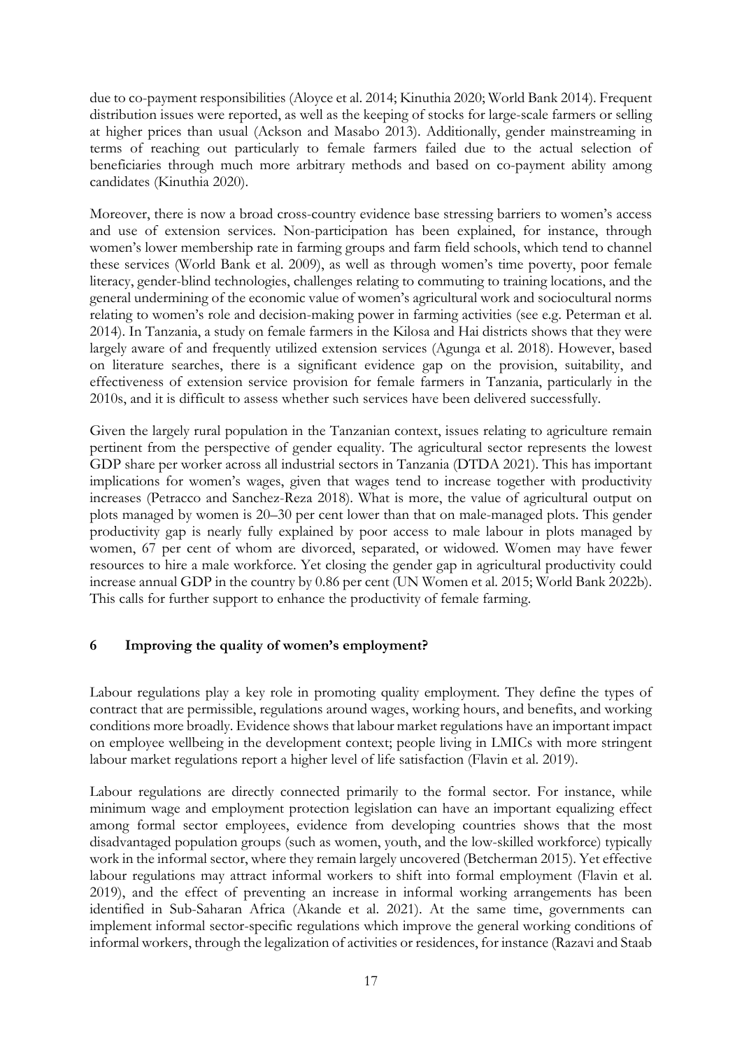due to co-payment responsibilities (Aloyce et al. 2014; Kinuthia 2020; World Bank 2014). Frequent distribution issues were reported, as well as the keeping of stocks for large-scale farmers or selling at higher prices than usual (Ackson and Masabo 2013). Additionally, gender mainstreaming in terms of reaching out particularly to female farmers failed due to the actual selection of beneficiaries through much more arbitrary methods and based on co-payment ability among candidates (Kinuthia 2020).

Moreover, there is now a broad cross-country evidence base stressing barriers to women's access and use of extension services. Non-participation has been explained, for instance, through women's lower membership rate in farming groups and farm field schools, which tend to channel these services (World Bank et al. 2009), as well as through women's time poverty, poor female literacy, gender-blind technologies, challenges relating to commuting to training locations, and the general undermining of the economic value of women's agricultural work and sociocultural norms relating to women's role and decision-making power in farming activities (see e.g. Peterman et al. 2014). In Tanzania, a study on female farmers in the Kilosa and Hai districts shows that they were largely aware of and frequently utilized extension services (Agunga et al. 2018). However, based on literature searches, there is a significant evidence gap on the provision, suitability, and effectiveness of extension service provision for female farmers in Tanzania, particularly in the 2010s, and it is difficult to assess whether such services have been delivered successfully.

Given the largely rural population in the Tanzanian context, issues relating to agriculture remain pertinent from the perspective of gender equality. The agricultural sector represents the lowest GDP share per worker across all industrial sectors in Tanzania (DTDA 2021). This has important implications for women's wages, given that wages tend to increase together with productivity increases (Petracco and Sanchez-Reza 2018). What is more, the value of agricultural output on plots managed by women is 20–30 per cent lower than that on male-managed plots. This gender productivity gap is nearly fully explained by poor access to male labour in plots managed by women, 67 per cent of whom are divorced, separated, or widowed. Women may have fewer resources to hire a male workforce. Yet closing the gender gap in agricultural productivity could increase annual GDP in the country by 0.86 per cent (UN Women et al. 2015; World Bank 2022b). This calls for further support to enhance the productivity of female farming.

## 6 Improving the quality of women's employment?

Labour regulations play a key role in promoting quality employment. They define the types of contract that are permissible, regulations around wages, working hours, and benefits, and working conditions more broadly. Evidence shows that labour market regulations have an important impact on employee wellbeing in the development context; people living in LMICs with more stringent labour market regulations report a higher level of life satisfaction (Flavin et al. 2019).

Labour regulations are directly connected primarily to the formal sector. For instance, while minimum wage and employment protection legislation can have an important equalizing effect among formal sector employees, evidence from developing countries shows that the most disadvantaged population groups (such as women, youth, and the low-skilled workforce) typically work in the informal sector, where they remain largely uncovered (Betcherman 2015). Yet effective labour regulations may attract informal workers to shift into formal employment (Flavin et al. 2019), and the effect of preventing an increase in informal working arrangements has been identified in Sub-Saharan Africa (Akande et al. 2021). At the same time, governments can implement informal sector-specific regulations which improve the general working conditions of informal workers, through the legalization of activities or residences, for instance (Razavi and Staab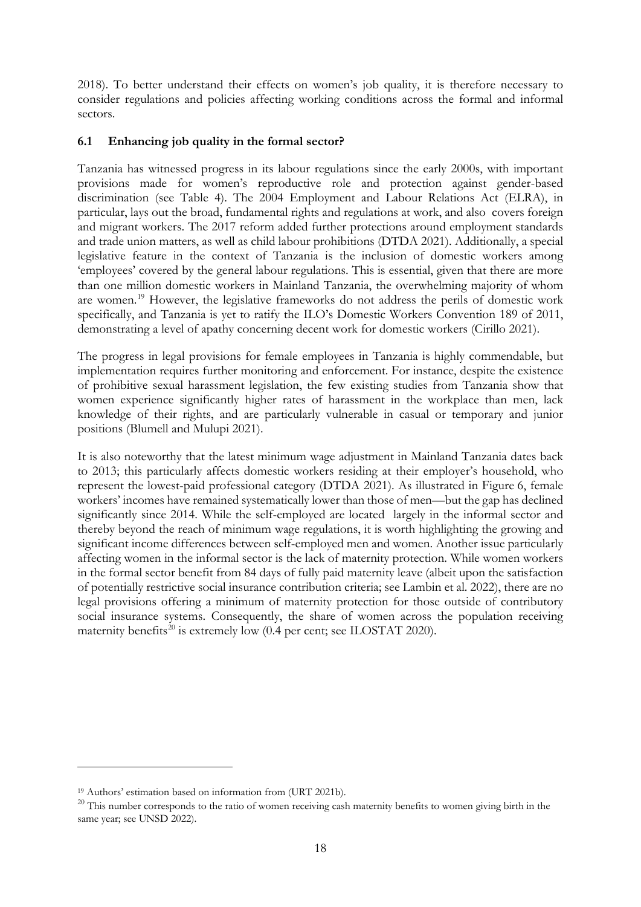2018). To better understand their effects on women's job quality, it is therefore necessary to consider regulations and policies affecting working conditions across the formal and informal sectors.

### 6.1 Enhancing job quality in the formal sector?

Tanzania has witnessed progress in its labour regulations since the early 2000s, with important provisions made for women's reproductive role and protection against gender-based discrimination (see Table 4). The 2004 Employment and Labour Relations Act (ELRA), in particular, lays out the broad, fundamental rights and regulations at work, and also covers foreign and migrant workers. The 2017 reform added further protections around employment standards and trade union matters, as well as child labour prohibitions (DTDA 2021). Additionally, a special legislative feature in the context of Tanzania is the inclusion of domestic workers among 'employees' covered by the general labour regulations. This is essential, given that there are more than one million domestic workers in Mainland Tanzania, the overwhelming majority of whom are women.[19] However, the legislative frameworks do not address the perils of domestic work specifically, and Tanzania is yet to ratify the ILO's Domestic Workers Convention 189 of 2011, demonstrating a level of apathy concerning decent work for domestic workers (Cirillo 2021).

The progress in legal provisions for female employees in Tanzania is highly commendable, but implementation requires further monitoring and enforcement. For instance, despite the existence of prohibitive sexual harassment legislation, the few existing studies from Tanzania show that women experience significantly higher rates of harassment in the workplace than men, lack knowledge of their rights, and are particularly vulnerable in casual or temporary and junior positions (Blumell and Mulupi 2021).

It is also noteworthy that the latest minimum wage adjustment in Mainland Tanzania dates back to 2013; this particularly affects domestic workers residing at their employer's household, who represent the lowest-paid professional category (DTDA 2021). As illustrated in Figure 6, female workers' incomes have remained systematically lower than those of men—but the gap has declined significantly since 2014. While the self-employed are located largely in the informal sector and thereby beyond the reach of minimum wage regulations, it is worth highlighting the growing and significant income differences between self-employed men and women. Another issue particularly affecting women in the informal sector is the lack of maternity protection. While women workers in the formal sector benefit from 84 days of fully paid maternity leave (albeit upon the satisfaction of potentially restrictive social insurance contribution criteria; see Lambin et al. 2022), there are no legal provisions offering a minimum of maternity protection for those outside of contributory social insurance systems. Consequently, the share of women across the population receiving maternity benefits[20] is extremely low (0.4 per cent; see ILOSTAT 2020).

---

[19] Authors' estimation based on information from (URT 2021b).

[20] This number corresponds to the ratio of women receiving cash maternity benefits to women giving birth in the same year; see UNSD 2022).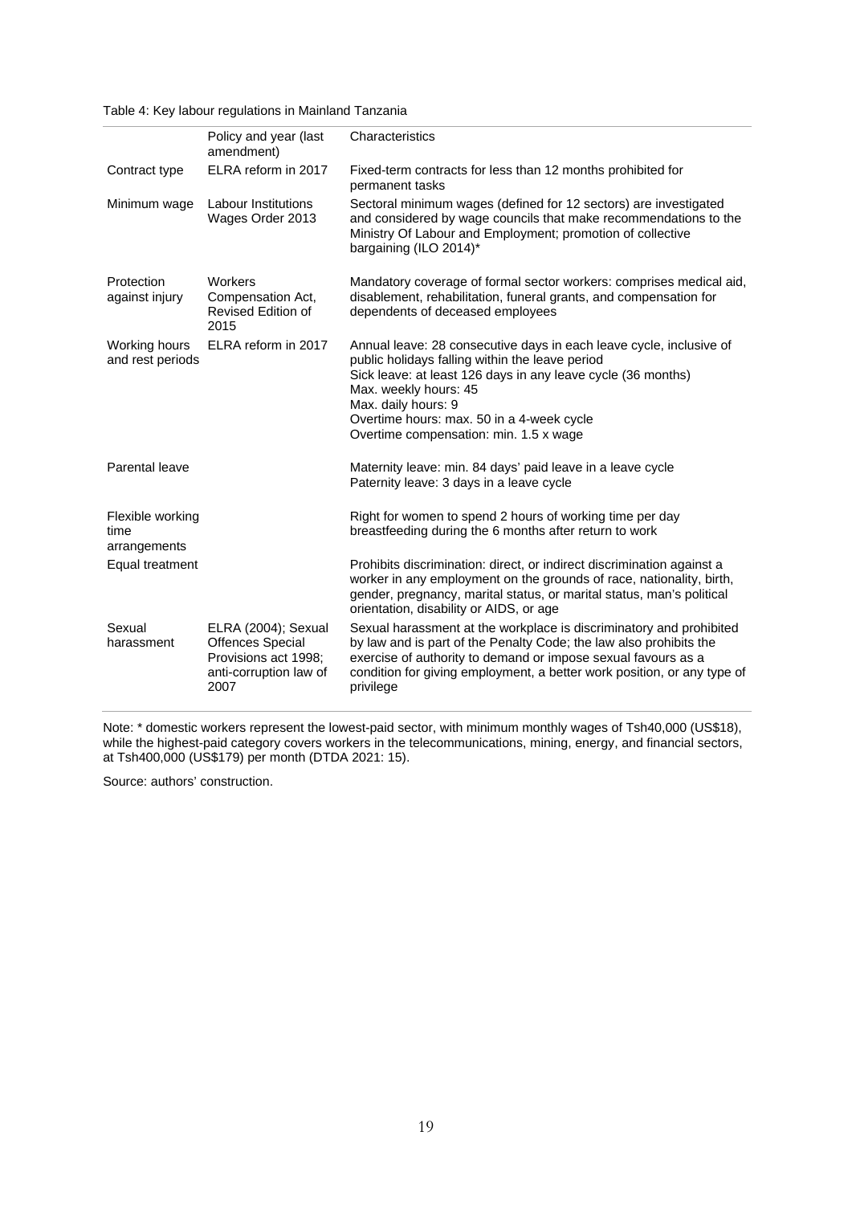Table 4: Key labour regulations in Mainland Tanzania

| | Policy and year (last amendment) | Characteristics |
|---|---|---|
| Contract type | ELRA reform in 2017 | Fixed-term contracts for less than 12 months prohibited for permanent tasks |
| Minimum wage | Labour Institutions Wages Order 2013 | Sectoral minimum wages (defined for 12 sectors) are investigated and considered by wage councils that make recommendations to the Ministry Of Labour and Employment; promotion of collective bargaining (ILO 2014)* |
| Protection against injury | Workers Compensation Act, Revised Edition of 2015 | Mandatory coverage of formal sector workers: comprises medical aid, disablement, rehabilitation, funeral grants, and compensation for dependents of deceased employees |
| Working hours and rest periods | ELRA reform in 2017 | Annual leave: 28 consecutive days in each leave cycle, inclusive of public holidays falling within the leave period<br>Sick leave: at least 126 days in any leave cycle (36 months)<br>Max. weekly hours: 45<br>Max. daily hours: 9<br>Overtime hours: max. 50 in a 4-week cycle<br>Overtime compensation: min. 1.5 x wage |
| Parental leave | | Maternity leave: min. 84 days' paid leave in a leave cycle<br>Paternity leave: 3 days in a leave cycle |
| Flexible working time arrangements | | Right for women to spend 2 hours of working time per day breastfeeding during the 6 months after return to work |
| Equal treatment | | Prohibits discrimination: direct, or indirect discrimination against a worker in any employment on the grounds of race, nationality, birth, gender, pregnancy, marital status, or marital status, man's political orientation, disability or AIDS, or age |
| Sexual harassment | ELRA (2004); Sexual Offences Special Provisions act 1998; anti-corruption law of 2007 | Sexual harassment at the workplace is discriminatory and prohibited by law and is part of the Penalty Code; the law also prohibits the exercise of authority to demand or impose sexual favours as a condition for giving employment, a better work position, or any type of privilege |

Note: * domestic workers represent the lowest-paid sector, with minimum monthly wages of Tsh40,000 (US$18), while the highest-paid category covers workers in the telecommunications, mining, energy, and financial sectors, at Tsh400,000 (US$179) per month (DTDA 2021: 15).

Source: authors' construction.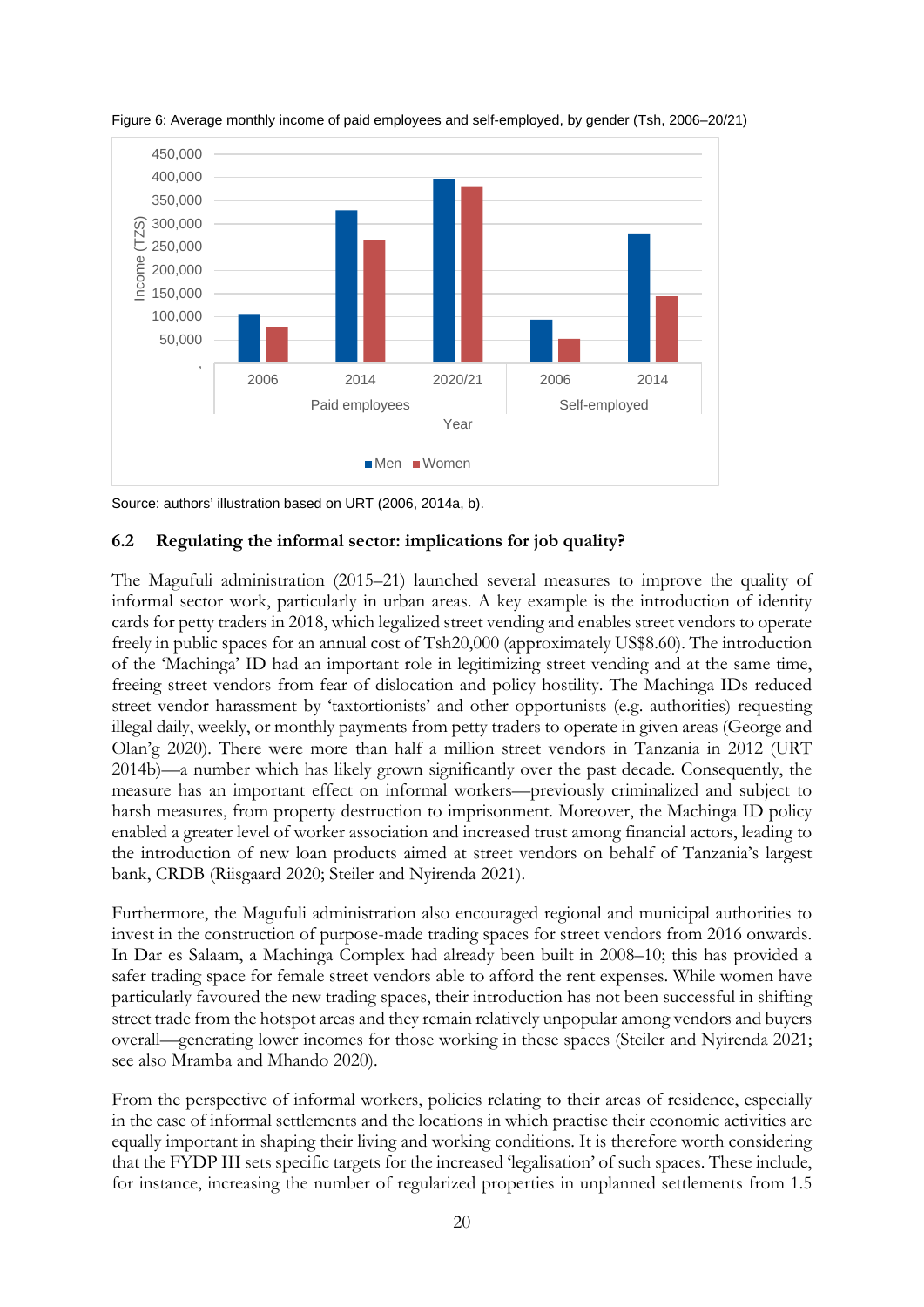Figure 6: Average monthly income of paid employees and self-employed, by gender (Tsh, 2006–20/21)

Source: authors' illustration based on URT (2006, 2014a, b).

### 6.2 Regulating the informal sector: implications for job quality?

The Magufuli administration (2015–21) launched several measures to improve the quality of informal sector work, particularly in urban areas. A key example is the introduction of identity cards for petty traders in 2018, which legalized street vending and enables street vendors to operate freely in public spaces for an annual cost of Tsh20,000 (approximately US$8.60). The introduction of the 'Machinga' ID had an important role in legitimizing street vending and at the same time, freeing street vendors from fear of dislocation and policy hostility. The Machinga IDs reduced street vendor harassment by 'taxtortionists' and other opportunists (e.g. authorities) requesting illegal daily, weekly, or monthly payments from petty traders to operate in given areas (George and Olan'g 2020). There were more than half a million street vendors in Tanzania in 2012 (URT 2014b)—a number which has likely grown significantly over the past decade. Consequently, the measure has an important effect on informal workers—previously criminalized and subject to harsh measures, from property destruction to imprisonment. Moreover, the Machinga ID policy enabled a greater level of worker association and increased trust among financial actors, leading to the introduction of new loan products aimed at street vendors on behalf of Tanzania's largest bank, CRDB (Riisgaard 2020; Steiler and Nyirenda 2021).

Furthermore, the Magufuli administration also encouraged regional and municipal authorities to invest in the construction of purpose-made trading spaces for street vendors from 2016 onwards. In Dar es Salaam, a Machinga Complex had already been built in 2008–10; this has provided a safer trading space for female street vendors able to afford the rent expenses. While women have particularly favoured the new trading spaces, their introduction has not been successful in shifting street trade from the hotspot areas and they remain relatively unpopular among vendors and buyers overall—generating lower incomes for those working in these spaces (Steiler and Nyirenda 2021; see also Mramba and Mhando 2020).

From the perspective of informal workers, policies relating to their areas of residence, especially in the case of informal settlements and the locations in which practise their economic activities are equally important in shaping their living and working conditions. It is therefore worth considering that the FYDP III sets specific targets for the increased 'legalisation' of such spaces. These include, for instance, increasing the number of regularized properties in unplanned settlements from 1.5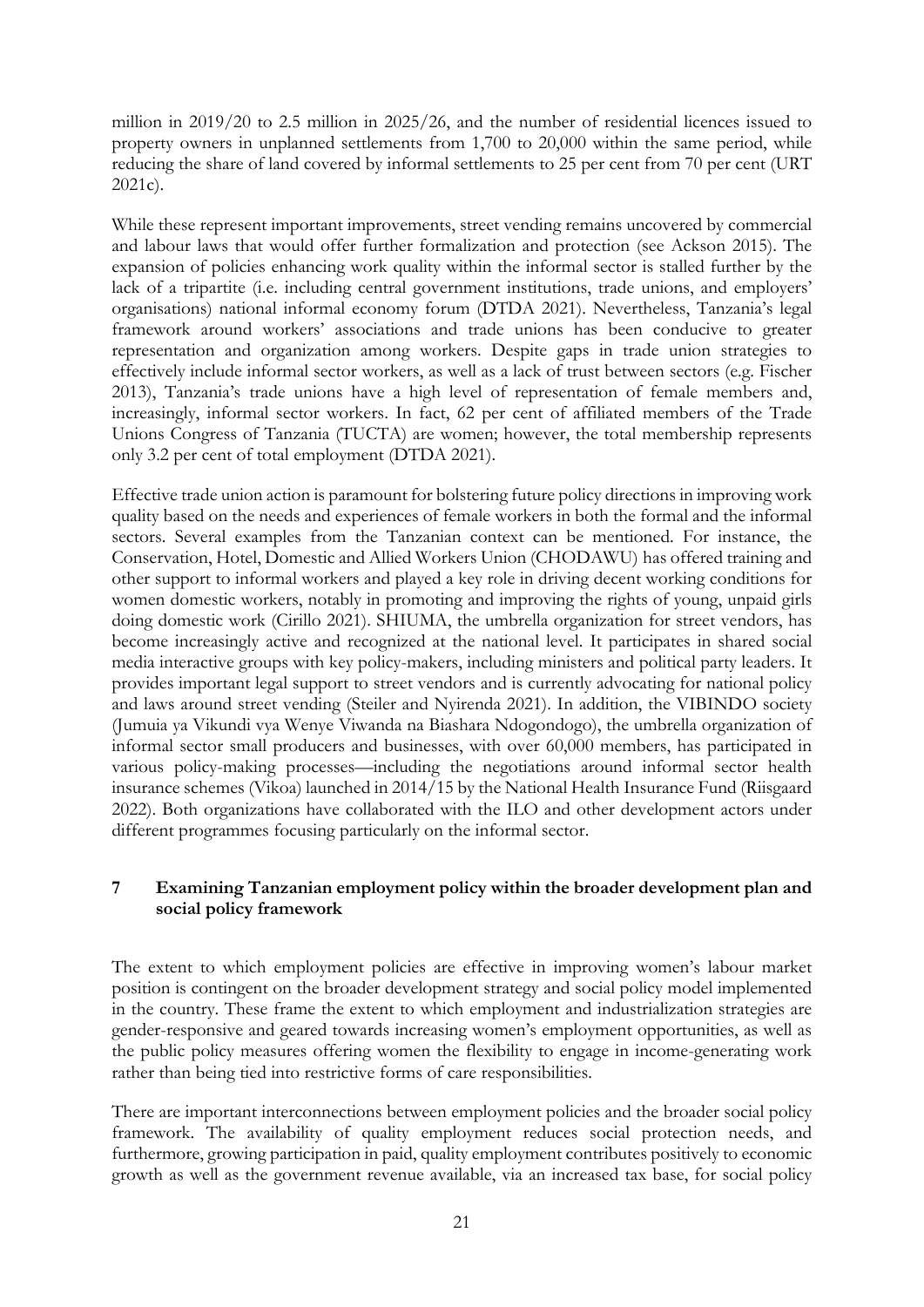million in 2019/20 to 2.5 million in 2025/26, and the number of residential licences issued to property owners in unplanned settlements from 1,700 to 20,000 within the same period, while reducing the share of land covered by informal settlements to 25 per cent from 70 per cent (URT 2021c).

While these represent important improvements, street vending remains uncovered by commercial and labour laws that would offer further formalization and protection (see Ackson 2015). The expansion of policies enhancing work quality within the informal sector is stalled further by the lack of a tripartite (i.e. including central government institutions, trade unions, and employers' organisations) national informal economy forum (DTDA 2021). Nevertheless, Tanzania's legal framework around workers' associations and trade unions has been conducive to greater representation and organization among workers. Despite gaps in trade union strategies to effectively include informal sector workers, as well as a lack of trust between sectors (e.g. Fischer 2013), Tanzania's trade unions have a high level of representation of female members and, increasingly, informal sector workers. In fact, 62 per cent of affiliated members of the Trade Unions Congress of Tanzania (TUCTA) are women; however, the total membership represents only 3.2 per cent of total employment (DTDA 2021).

Effective trade union action is paramount for bolstering future policy directions in improving work quality based on the needs and experiences of female workers in both the formal and the informal sectors. Several examples from the Tanzanian context can be mentioned. For instance, the Conservation, Hotel, Domestic and Allied Workers Union (CHODAWU) has offered training and other support to informal workers and played a key role in driving decent working conditions for women domestic workers, notably in promoting and improving the rights of young, unpaid girls doing domestic work (Cirillo 2021). SHIUMA, the umbrella organization for street vendors, has become increasingly active and recognized at the national level. It participates in shared social media interactive groups with key policy-makers, including ministers and political party leaders. It provides important legal support to street vendors and is currently advocating for national policy and laws around street vending (Steiler and Nyirenda 2021). In addition, the VIBINDO society (Jumuia ya Vikundi vya Wenye Viwanda na Biashara Ndogondogo), the umbrella organization of informal sector small producers and businesses, with over 60,000 members, has participated in various policy-making processes—including the negotiations around informal sector health insurance schemes (Vikoa) launched in 2014/15 by the National Health Insurance Fund (Riisgaard 2022). Both organizations have collaborated with the ILO and other development actors under different programmes focusing particularly on the informal sector.

## 7 Examining Tanzanian employment policy within the broader development plan and social policy framework

The extent to which employment policies are effective in improving women's labour market position is contingent on the broader development strategy and social policy model implemented in the country. These frame the extent to which employment and industrialization strategies are gender-responsive and geared towards increasing women's employment opportunities, as well as the public policy measures offering women the flexibility to engage in income-generating work rather than being tied into restrictive forms of care responsibilities.

There are important interconnections between employment policies and the broader social policy framework. The availability of quality employment reduces social protection needs, and furthermore, growing participation in paid, quality employment contributes positively to economic growth as well as the government revenue available, via an increased tax base, for social policy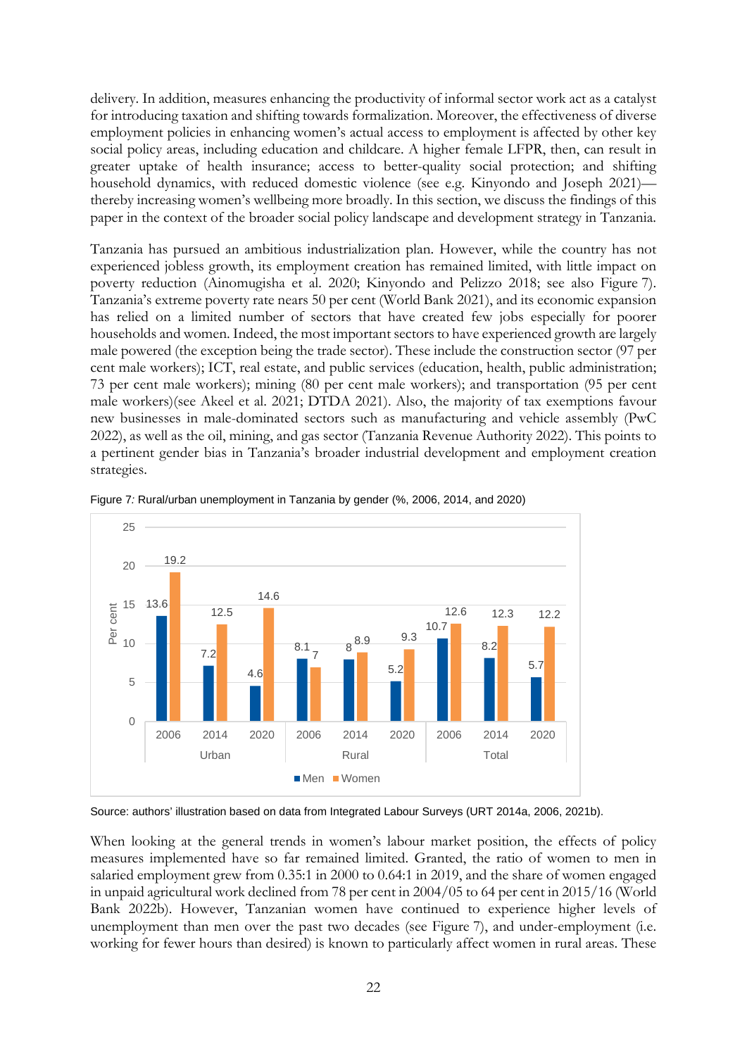delivery. In addition, measures enhancing the productivity of informal sector work act as a catalyst for introducing taxation and shifting towards formalization. Moreover, the effectiveness of diverse employment policies in enhancing women's actual access to employment is affected by other key social policy areas, including education and childcare. A higher female LFPR, then, can result in greater uptake of health insurance; access to better-quality social protection; and shifting household dynamics, with reduced domestic violence (see e.g. Kinyondo and Joseph 2021)—thereby increasing women's wellbeing more broadly. In this section, we discuss the findings of this paper in the context of the broader social policy landscape and development strategy in Tanzania.

Tanzania has pursued an ambitious industrialization plan. However, while the country has not experienced jobless growth, its employment creation has remained limited, with little impact on poverty reduction (Ainomugisha et al. 2020; Kinyondo and Pelizzo 2018; see also Figure 7). Tanzania's extreme poverty rate nears 50 per cent (World Bank 2021), and its economic expansion has relied on a limited number of sectors that have created few jobs especially for poorer households and women. Indeed, the most important sectors to have experienced growth are largely male powered (the exception being the trade sector). These include the construction sector (97 per cent male workers); ICT, real estate, and public services (education, health, public administration; 73 per cent male workers); mining (80 per cent male workers); and transportation (95 per cent male workers)(see Akeel et al. 2021; DTDA 2021). Also, the majority of tax exemptions favour new businesses in male-dominated sectors such as manufacturing and vehicle assembly (PwC 2022), as well as the oil, mining, and gas sector (Tanzania Revenue Authority 2022). This points to a pertinent gender bias in Tanzania's broader industrial development and employment creation strategies.

Figure 7*:* Rural/urban unemployment in Tanzania by gender (%, 2006, 2014, and 2020)

| | | Men | Women |
|---|---|---|---|
| Urban | 2006 | 13.6 | 19.2 |
| | 2014 | 7.2 | 12.5 |
| | 2020 | 4.6 | 14.6 |
| Rural | 2006 | 8.1 | 7 |
| | 2014 | 8 | 8.9 |
| | 2020 | 5.2 | 9.3 |
| Total | 2006 | 10.7 | 12.6 |
| | 2014 | 8.2 | 12.3 |
| | 2020 | 5.7 | 12.2 |

Source: authors' illustration based on data from Integrated Labour Surveys (URT 2014a, 2006, 2021b).

When looking at the general trends in women's labour market position, the effects of policy measures implemented have so far remained limited. Granted, the ratio of women to men in salaried employment grew from 0.35:1 in 2000 to 0.64:1 in 2019, and the share of women engaged in unpaid agricultural work declined from 78 per cent in 2004/05 to 64 per cent in 2015/16 (World Bank 2022b). However, Tanzanian women have continued to experience higher levels of unemployment than men over the past two decades (see Figure 7), and under-employment (i.e. working for fewer hours than desired) is known to particularly affect women in rural areas. These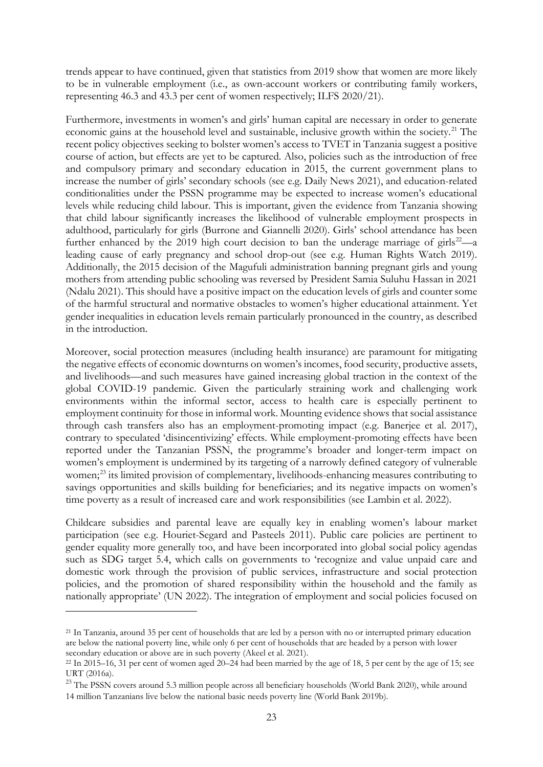trends appear to have continued, given that statistics from 2019 show that women are more likely to be in vulnerable employment (i.e., as own-account workers or contributing family workers, representing 46.3 and 43.3 per cent of women respectively; ILFS 2020/21).

Furthermore, investments in women's and girls' human capital are necessary in order to generate economic gains at the household level and sustainable, inclusive growth within the society.[21] The recent policy objectives seeking to bolster women's access to TVET in Tanzania suggest a positive course of action, but effects are yet to be captured. Also, policies such as the introduction of free and compulsory primary and secondary education in 2015, the current government plans to increase the number of girls' secondary schools (see e.g. Daily News 2021), and education-related conditionalities under the PSSN programme may be expected to increase women's educational levels while reducing child labour. This is important, given the evidence from Tanzania showing that child labour significantly increases the likelihood of vulnerable employment prospects in adulthood, particularly for girls (Burrone and Giannelli 2020). Girls' school attendance has been further enhanced by the 2019 high court decision to ban the underage marriage of girls[22]—a leading cause of early pregnancy and school drop-out (see e.g. Human Rights Watch 2019). Additionally, the 2015 decision of the Magufuli administration banning pregnant girls and young mothers from attending public schooling was reversed by President Samia Suluhu Hassan in 2021 (Ndalu 2021). This should have a positive impact on the education levels of girls and counter some of the harmful structural and normative obstacles to women's higher educational attainment. Yet gender inequalities in education levels remain particularly pronounced in the country, as described in the introduction.

Moreover, social protection measures (including health insurance) are paramount for mitigating the negative effects of economic downturns on women's incomes, food security, productive assets, and livelihoods—and such measures have gained increasing global traction in the context of the global COVID-19 pandemic. Given the particularly straining work and challenging work environments within the informal sector, access to health care is especially pertinent to employment continuity for those in informal work. Mounting evidence shows that social assistance through cash transfers also has an employment-promoting impact (e.g. Banerjee et al. 2017), contrary to speculated 'disincentivizing' effects. While employment-promoting effects have been reported under the Tanzanian PSSN, the programme's broader and longer-term impact on women's employment is undermined by its targeting of a narrowly defined category of vulnerable women;[23] its limited provision of complementary, livelihoods-enhancing measures contributing to savings opportunities and skills building for beneficiaries; and its negative impacts on women's time poverty as a result of increased care and work responsibilities (see Lambin et al. 2022).

Childcare subsidies and parental leave are equally key in enabling women's labour market participation (see e.g. Houriet-Segard and Pasteels 2011). Public care policies are pertinent to gender equality more generally too, and have been incorporated into global social policy agendas such as SDG target 5.4, which calls on governments to 'recognize and value unpaid care and domestic work through the provision of public services, infrastructure and social protection policies, and the promotion of shared responsibility within the household and the family as nationally appropriate' (UN 2022). The integration of employment and social policies focused on

---

[21] In Tanzania, around 35 per cent of households that are led by a person with no or interrupted primary education are below the national poverty line, while only 6 per cent of households that are headed by a person with lower secondary education or above are in such poverty (Akeel et al. 2021).

[22] In 2015–16, 31 per cent of women aged 20–24 had been married by the age of 18, 5 per cent by the age of 15; see URT (2016a).

[23] The PSSN covers around 5.3 million people across all beneficiary households (World Bank 2020), while around 14 million Tanzanians live below the national basic needs poverty line (World Bank 2019b).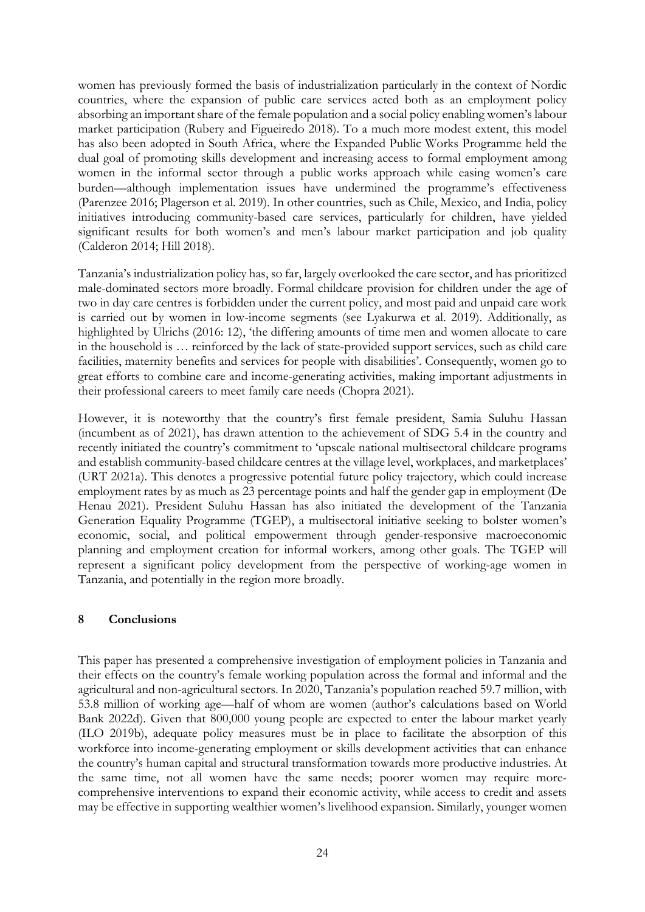women has previously formed the basis of industrialization particularly in the context of Nordic countries, where the expansion of public care services acted both as an employment policy absorbing an important share of the female population and a social policy enabling women's labour market participation (Rubery and Figueiredo 2018). To a much more modest extent, this model has also been adopted in South Africa, where the Expanded Public Works Programme held the dual goal of promoting skills development and increasing access to formal employment among women in the informal sector through a public works approach while easing women's care burden—although implementation issues have undermined the programme's effectiveness (Parenzee 2016; Plagerson et al. 2019). In other countries, such as Chile, Mexico, and India, policy initiatives introducing community-based care services, particularly for children, have yielded significant results for both women's and men's labour market participation and job quality (Calderon 2014; Hill 2018).

Tanzania's industrialization policy has, so far, largely overlooked the care sector, and has prioritized male-dominated sectors more broadly. Formal childcare provision for children under the age of two in day care centres is forbidden under the current policy, and most paid and unpaid care work is carried out by women in low-income segments (see Lyakurwa et al. 2019). Additionally, as highlighted by Ulrichs (2016: 12), 'the differing amounts of time men and women allocate to care in the household is … reinforced by the lack of state-provided support services, such as child care facilities, maternity benefits and services for people with disabilities'. Consequently, women go to great efforts to combine care and income-generating activities, making important adjustments in their professional careers to meet family care needs (Chopra 2021).

However, it is noteworthy that the country's first female president, Samia Suluhu Hassan (incumbent as of 2021), has drawn attention to the achievement of SDG 5.4 in the country and recently initiated the country's commitment to 'upscale national multisectoral childcare programs and establish community-based childcare centres at the village level, workplaces, and marketplaces' (URT 2021a). This denotes a progressive potential future policy trajectory, which could increase employment rates by as much as 23 percentage points and half the gender gap in employment (De Henau 2021). President Suluhu Hassan has also initiated the development of the Tanzania Generation Equality Programme (TGEP), a multisectoral initiative seeking to bolster women's economic, social, and political empowerment through gender-responsive macroeconomic planning and employment creation for informal workers, among other goals. The TGEP will represent a significant policy development from the perspective of working-age women in Tanzania, and potentially in the region more broadly.

## 8 Conclusions

This paper has presented a comprehensive investigation of employment policies in Tanzania and their effects on the country's female working population across the formal and informal and the agricultural and non-agricultural sectors. In 2020, Tanzania's population reached 59.7 million, with 53.8 million of working age—half of whom are women (author's calculations based on World Bank 2022d). Given that 800,000 young people are expected to enter the labour market yearly (ILO 2019b), adequate policy measures must be in place to facilitate the absorption of this workforce into income-generating employment or skills development activities that can enhance the country's human capital and structural transformation towards more productive industries. At the same time, not all women have the same needs; poorer women may require more-comprehensive interventions to expand their economic activity, while access to credit and assets may be effective in supporting wealthier women's livelihood expansion. Similarly, younger women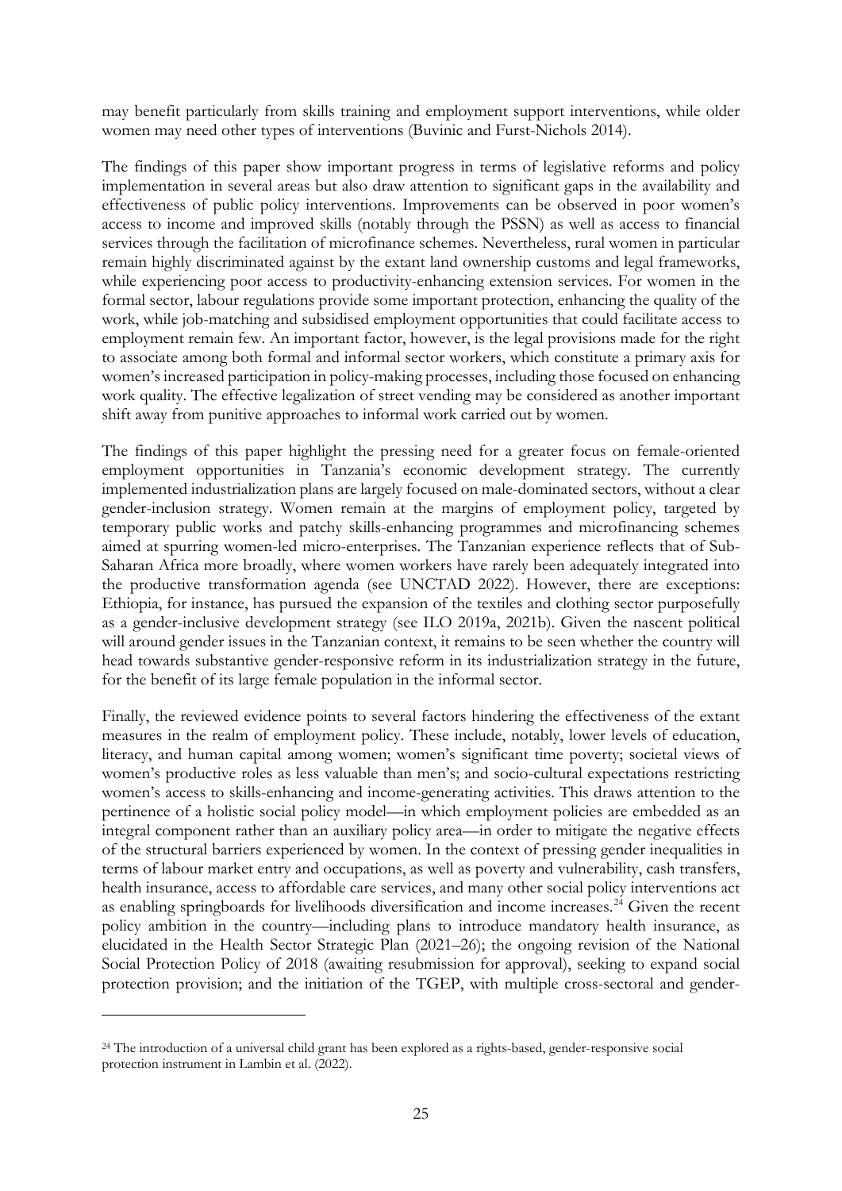may benefit particularly from skills training and employment support interventions, while older women may need other types of interventions (Buvinic and Furst-Nichols 2014).

The findings of this paper show important progress in terms of legislative reforms and policy implementation in several areas but also draw attention to significant gaps in the availability and effectiveness of public policy interventions. Improvements can be observed in poor women's access to income and improved skills (notably through the PSSN) as well as access to financial services through the facilitation of microfinance schemes. Nevertheless, rural women in particular remain highly discriminated against by the extant land ownership customs and legal frameworks, while experiencing poor access to productivity-enhancing extension services. For women in the formal sector, labour regulations provide some important protection, enhancing the quality of the work, while job-matching and subsidised employment opportunities that could facilitate access to employment remain few. An important factor, however, is the legal provisions made for the right to associate among both formal and informal sector workers, which constitute a primary axis for women's increased participation in policy-making processes, including those focused on enhancing work quality. The effective legalization of street vending may be considered as another important shift away from punitive approaches to informal work carried out by women.

The findings of this paper highlight the pressing need for a greater focus on female-oriented employment opportunities in Tanzania's economic development strategy. The currently implemented industrialization plans are largely focused on male-dominated sectors, without a clear gender-inclusion strategy. Women remain at the margins of employment policy, targeted by temporary public works and patchy skills-enhancing programmes and microfinancing schemes aimed at spurring women-led micro-enterprises. The Tanzanian experience reflects that of Sub-Saharan Africa more broadly, where women workers have rarely been adequately integrated into the productive transformation agenda (see UNCTAD 2022). However, there are exceptions: Ethiopia, for instance, has pursued the expansion of the textiles and clothing sector purposefully as a gender-inclusive development strategy (see ILO 2019a, 2021b). Given the nascent political will around gender issues in the Tanzanian context, it remains to be seen whether the country will head towards substantive gender-responsive reform in its industrialization strategy in the future, for the benefit of its large female population in the informal sector.

Finally, the reviewed evidence points to several factors hindering the effectiveness of the extant measures in the realm of employment policy. These include, notably, lower levels of education, literacy, and human capital among women; women's significant time poverty; societal views of women's productive roles as less valuable than men's; and socio-cultural expectations restricting women's access to skills-enhancing and income-generating activities. This draws attention to the pertinence of a holistic social policy model—in which employment policies are embedded as an integral component rather than an auxiliary policy area—in order to mitigate the negative effects of the structural barriers experienced by women. In the context of pressing gender inequalities in terms of labour market entry and occupations, as well as poverty and vulnerability, cash transfers, health insurance, access to affordable care services, and many other social policy interventions act as enabling springboards for livelihoods diversification and income increases.[24] Given the recent policy ambition in the country—including plans to introduce mandatory health insurance, as elucidated in the Health Sector Strategic Plan (2021–26); the ongoing revision of the National Social Protection Policy of 2018 (awaiting resubmission for approval), seeking to expand social protection provision; and the initiation of the TGEP, with multiple cross-sectoral and gender-

[24] The introduction of a universal child grant has been explored as a rights-based, gender-responsive social protection instrument in Lambin et al. (2022).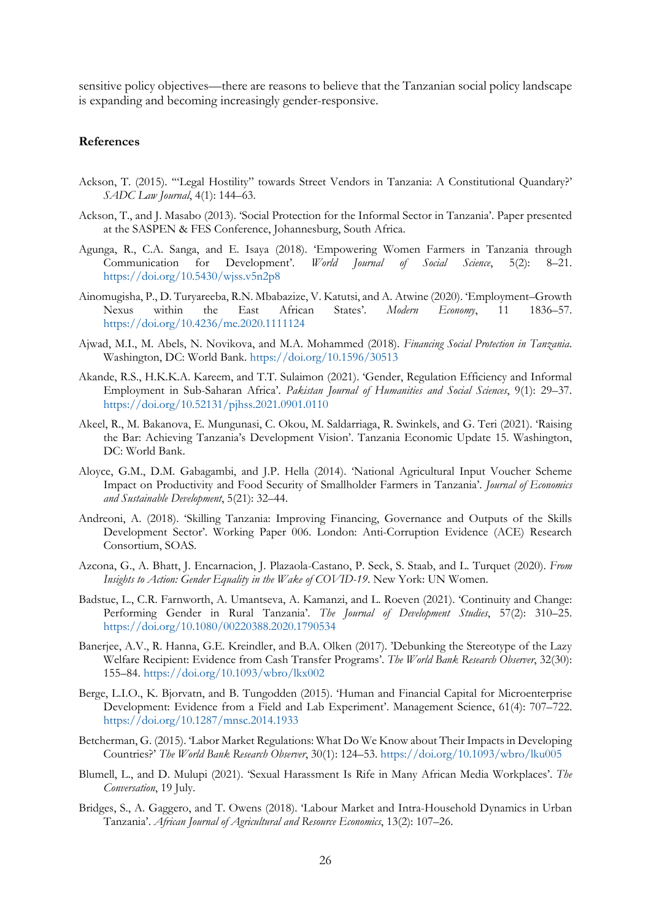sensitive policy objectives—there are reasons to believe that the Tanzanian social policy landscape is expanding and becoming increasingly gender-responsive.

## References

Ackson, T. (2015). '"Legal Hostility" towards Street Vendors in Tanzania: A Constitutional Quandary?' *SADC Law Journal*, 4(1): 144–63.

Ackson, T., and J. Masabo (2013). 'Social Protection for the Informal Sector in Tanzania'. Paper presented at the SASPEN & FES Conference, Johannesburg, South Africa.

Agunga, R., C.A. Sanga, and E. Isaya (2018). 'Empowering Women Farmers in Tanzania through Communication for Development'. *World Journal of Social Science*, 5(2): 8–21. https://doi.org/10.5430/wjss.v5n2p8

Ainomugisha, P., D. Turyareeba, R.N. Mbabazize, V. Katutsi, and A. Atwine (2020). 'Employment–Growth Nexus within the East African States'. *Modern Economy*, 11 1836–57. https://doi.org/10.4236/me.2020.1111124

Ajwad, M.I., M. Abels, N. Novikova, and M.A. Mohammed (2018). *Financing Social Protection in Tanzania*. Washington, DC: World Bank. https://doi.org/10.1596/30513

Akande, R.S., H.K.K.A. Kareem, and T.T. Sulaimon (2021). 'Gender, Regulation Efficiency and Informal Employment in Sub-Saharan Africa'. *Pakistan Journal of Humanities and Social Sciences*, 9(1): 29–37. https://doi.org/10.52131/pjhss.2021.0901.0110

Akeel, R., M. Bakanova, E. Mungunasi, C. Okou, M. Saldarriaga, R. Swinkels, and G. Teri (2021). 'Raising the Bar: Achieving Tanzania's Development Vision'. Tanzania Economic Update 15. Washington, DC: World Bank.

Aloyce, G.M., D.M. Gabagambi, and J.P. Hella (2014). 'National Agricultural Input Voucher Scheme Impact on Productivity and Food Security of Smallholder Farmers in Tanzania'. *Journal of Economics and Sustainable Development*, 5(21): 32–44.

Andreoni, A. (2018). 'Skilling Tanzania: Improving Financing, Governance and Outputs of the Skills Development Sector'. Working Paper 006. London: Anti-Corruption Evidence (ACE) Research Consortium, SOAS.

Azcona, G., A. Bhatt, J. Encarnacion, J. Plazaola-Castano, P. Seck, S. Staab, and L. Turquet (2020). *From Insights to Action: Gender Equality in the Wake of COVID-19*. New York: UN Women.

Badstue, L., C.R. Farnworth, A. Umantseva, A. Kamanzi, and L. Roeven (2021). 'Continuity and Change: Performing Gender in Rural Tanzania'. *The Journal of Development Studies*, 57(2): 310–25. https://doi.org/10.1080/00220388.2020.1790534

Banerjee, A.V., R. Hanna, G.E. Kreindler, and B.A. Olken (2017). 'Debunking the Stereotype of the Lazy Welfare Recipient: Evidence from Cash Transfer Programs'. *The World Bank Research Observer*, 32(30): 155–84. https://doi.org/10.1093/wbro/lkx002

Berge, L.I.O., K. Bjorvatn, and B. Tungodden (2015). 'Human and Financial Capital for Microenterprise Development: Evidence from a Field and Lab Experiment'. Management Science, 61(4): 707–722. https://doi.org/10.1287/mnsc.2014.1933

Betcherman, G. (2015). 'Labor Market Regulations: What Do We Know about Their Impacts in Developing Countries?' *The World Bank Research Observer*, 30(1): 124–53. https://doi.org/10.1093/wbro/lku005

Blumell, L., and D. Mulupi (2021). 'Sexual Harassment Is Rife in Many African Media Workplaces'. *The Conversation*, 19 July.

Bridges, S., A. Gaggero, and T. Owens (2018). 'Labour Market and Intra-Household Dynamics in Urban Tanzania'. *African Journal of Agricultural and Resource Economics*, 13(2): 107–26.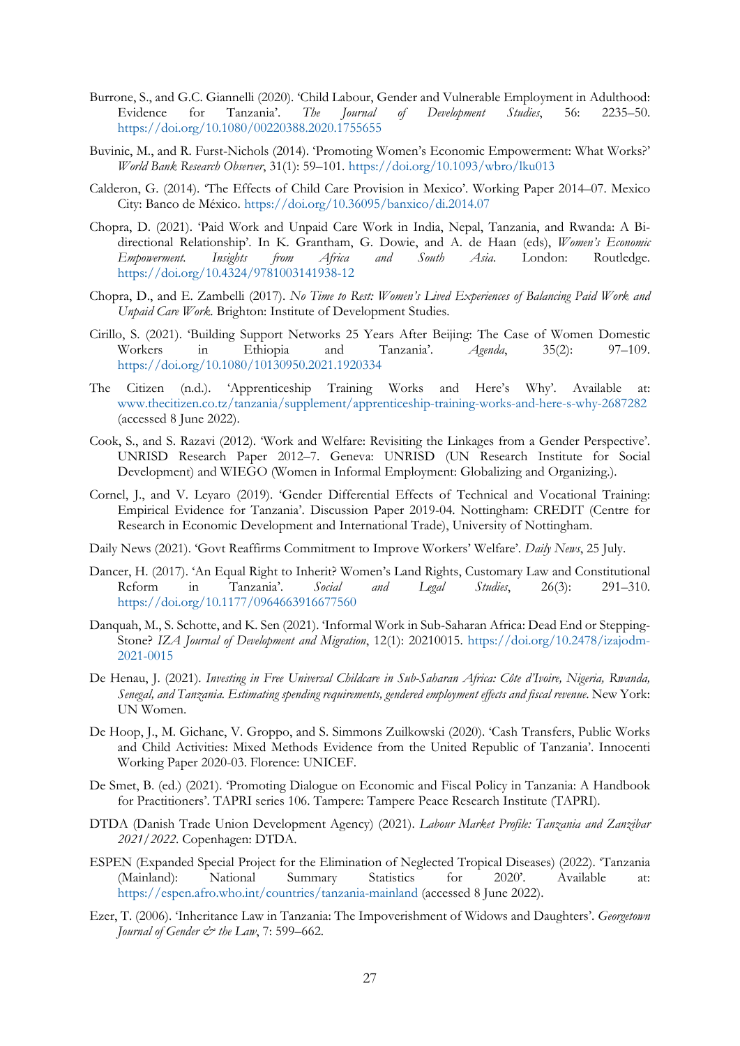Burrone, S., and G.C. Giannelli (2020). 'Child Labour, Gender and Vulnerable Employment in Adulthood: Evidence for Tanzania'. *The Journal of Development Studies*, 56: 2235–50. https://doi.org/10.1080/00220388.2020.1755655

Buvinic, M., and R. Furst-Nichols (2014). 'Promoting Women's Economic Empowerment: What Works?' *World Bank Research Observer*, 31(1): 59–101. https://doi.org/10.1093/wbro/lku013

Calderon, G. (2014). 'The Effects of Child Care Provision in Mexico'. Working Paper 2014–07. Mexico City: Banco de México. https://doi.org/10.36095/banxico/di.2014.07

Chopra, D. (2021). 'Paid Work and Unpaid Care Work in India, Nepal, Tanzania, and Rwanda: A Bi-directional Relationship'. In K. Grantham, G. Dowie, and A. de Haan (eds), *Women's Economic Empowerment. Insights from Africa and South Asia*. London: Routledge. https://doi.org/10.4324/9781003141938-12

Chopra, D., and E. Zambelli (2017). *No Time to Rest: Women's Lived Experiences of Balancing Paid Work and Unpaid Care Work*. Brighton: Institute of Development Studies.

Cirillo, S. (2021). 'Building Support Networks 25 Years After Beijing: The Case of Women Domestic Workers in Ethiopia and Tanzania'. *Agenda*, 35(2): 97–109. https://doi.org/10.1080/10130950.2021.1920334

The Citizen (n.d.). 'Apprenticeship Training Works and Here's Why'. Available at: www.thecitizen.co.tz/tanzania/supplement/apprenticeship-training-works-and-here-s-why-2687282 (accessed 8 June 2022).

Cook, S., and S. Razavi (2012). 'Work and Welfare: Revisiting the Linkages from a Gender Perspective'. UNRISD Research Paper 2012–7. Geneva: UNRISD (UN Research Institute for Social Development) and WIEGO (Women in Informal Employment: Globalizing and Organizing.).

Cornel, J., and V. Leyaro (2019). 'Gender Differential Effects of Technical and Vocational Training: Empirical Evidence for Tanzania'. Discussion Paper 2019-04. Nottingham: CREDIT (Centre for Research in Economic Development and International Trade), University of Nottingham.

Daily News (2021). 'Govt Reaffirms Commitment to Improve Workers' Welfare'. *Daily News*, 25 July.

Dancer, H. (2017). 'An Equal Right to Inherit? Women's Land Rights, Customary Law and Constitutional Reform in Tanzania'. *Social and Legal Studies*, 26(3): 291–310. https://doi.org/10.1177/0964663916677560

Danquah, M., S. Schotte, and K. Sen (2021). 'Informal Work in Sub-Saharan Africa: Dead End or Stepping-Stone? *IZA Journal of Development and Migration*, 12(1): 20210015. https://doi.org/10.2478/izajodm-2021-0015

De Henau, J. (2021). *Investing in Free Universal Childcare in Sub-Saharan Africa: Côte d'Ivoire, Nigeria, Rwanda, Senegal, and Tanzania. Estimating spending requirements, gendered employment effects and fiscal revenue*. New York: UN Women.

De Hoop, J., M. Gichane, V. Groppo, and S. Simmons Zuilkowski (2020). 'Cash Transfers, Public Works and Child Activities: Mixed Methods Evidence from the United Republic of Tanzania'. Innocenti Working Paper 2020-03. Florence: UNICEF.

De Smet, B. (ed.) (2021). 'Promoting Dialogue on Economic and Fiscal Policy in Tanzania: A Handbook for Practitioners'. TAPRI series 106. Tampere: Tampere Peace Research Institute (TAPRI).

DTDA (Danish Trade Union Development Agency) (2021). *Labour Market Profile: Tanzania and Zanzibar 2021/2022*. Copenhagen: DTDA.

ESPEN (Expanded Special Project for the Elimination of Neglected Tropical Diseases) (2022). 'Tanzania (Mainland): National Summary Statistics for 2020'. Available at: https://espen.afro.who.int/countries/tanzania-mainland (accessed 8 June 2022).

Ezer, T. (2006). 'Inheritance Law in Tanzania: The Impoverishment of Widows and Daughters'. *Georgetown Journal of Gender & the Law*, 7: 599–662.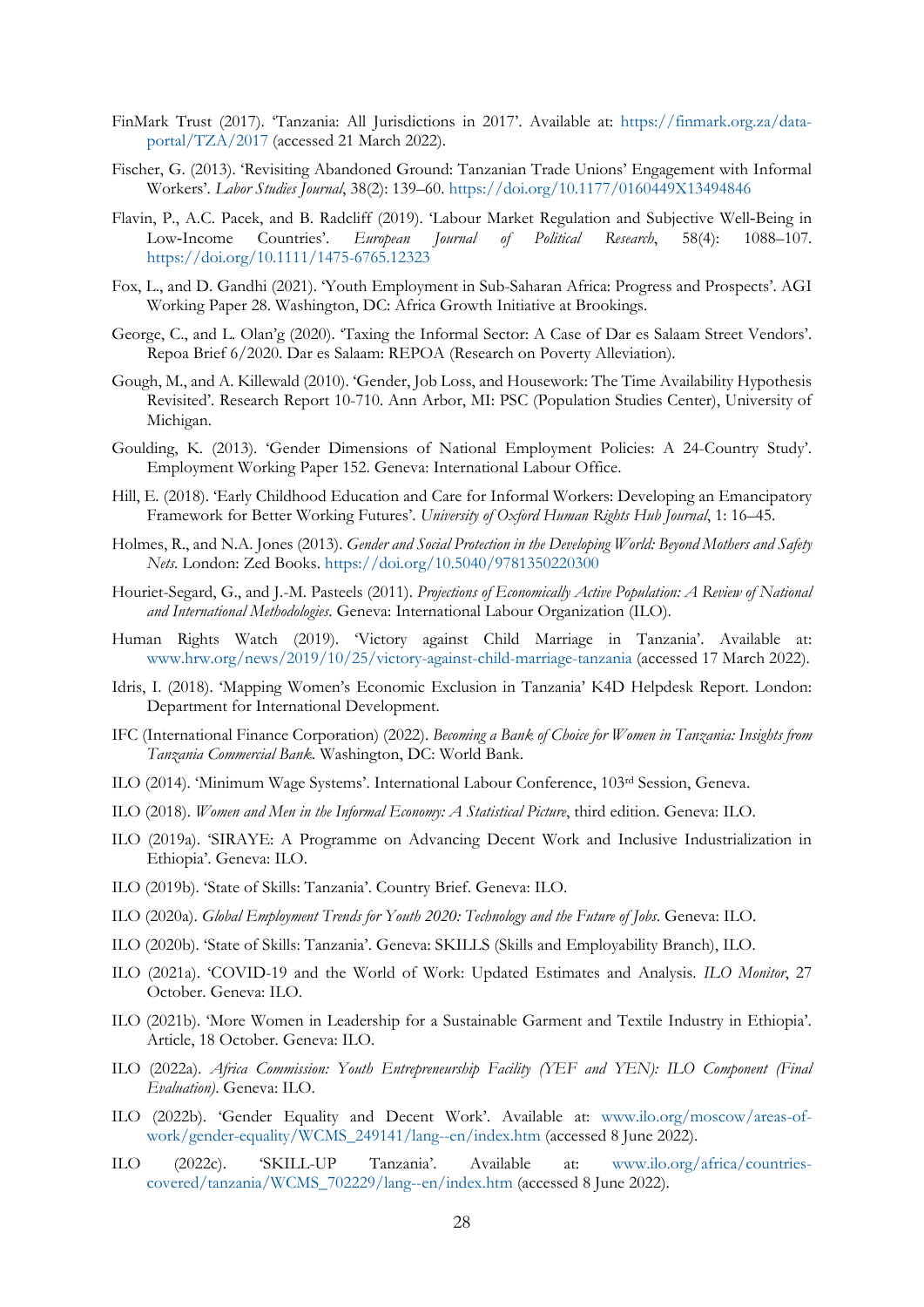FinMark Trust (2017). 'Tanzania: All Jurisdictions in 2017'. Available at: https://finmark.org.za/data-portal/TZA/2017 (accessed 21 March 2022).

Fischer, G. (2013). 'Revisiting Abandoned Ground: Tanzanian Trade Unions' Engagement with Informal Workers'. *Labor Studies Journal*, 38(2): 139–60. https://doi.org/10.1177/0160449X13494846

Flavin, P., A.C. Pacek, and B. Radcliff (2019). 'Labour Market Regulation and Subjective Well-Being in Low-Income Countries'. *European Journal of Political Research*, 58(4): 1088–107. https://doi.org/10.1111/1475-6765.12323

Fox, L., and D. Gandhi (2021). 'Youth Employment in Sub-Saharan Africa: Progress and Prospects'. AGI Working Paper 28. Washington, DC: Africa Growth Initiative at Brookings.

George, C., and L. Olan'g (2020). 'Taxing the Informal Sector: A Case of Dar es Salaam Street Vendors'. Repoa Brief 6/2020. Dar es Salaam: REPOA (Research on Poverty Alleviation).

Gough, M., and A. Killewald (2010). 'Gender, Job Loss, and Housework: The Time Availability Hypothesis Revisited'. Research Report 10-710. Ann Arbor, MI: PSC (Population Studies Center), University of Michigan.

Goulding, K. (2013). 'Gender Dimensions of National Employment Policies: A 24-Country Study'. Employment Working Paper 152. Geneva: International Labour Office.

Hill, E. (2018). 'Early Childhood Education and Care for Informal Workers: Developing an Emancipatory Framework for Better Working Futures'. *University of Oxford Human Rights Hub Journal*, 1: 16–45.

Holmes, R., and N.A. Jones (2013). *Gender and Social Protection in the Developing World: Beyond Mothers and Safety Nets*. London: Zed Books. https://doi.org/10.5040/9781350220300

Houriet-Segard, G., and J.-M. Pasteels (2011). *Projections of Economically Active Population: A Review of National and International Methodologies*. Geneva: International Labour Organization (ILO).

Human Rights Watch (2019). 'Victory against Child Marriage in Tanzania'. Available at: www.hrw.org/news/2019/10/25/victory-against-child-marriage-tanzania (accessed 17 March 2022).

Idris, I. (2018). 'Mapping Women's Economic Exclusion in Tanzania' K4D Helpdesk Report. London: Department for International Development.

IFC (International Finance Corporation) (2022). *Becoming a Bank of Choice for Women in Tanzania: Insights from Tanzania Commercial Bank*. Washington, DC: World Bank.

ILO (2014). 'Minimum Wage Systems'. International Labour Conference, 103rd Session, Geneva.

ILO (2018). *Women and Men in the Informal Economy: A Statistical Picture*, third edition. Geneva: ILO.

ILO (2019a). 'SIRAYE: A Programme on Advancing Decent Work and Inclusive Industrialization in Ethiopia'. Geneva: ILO.

ILO (2019b). 'State of Skills: Tanzania'. Country Brief. Geneva: ILO.

ILO (2020a). *Global Employment Trends for Youth 2020: Technology and the Future of Jobs*. Geneva: ILO.

ILO (2020b). 'State of Skills: Tanzania'. Geneva: SKILLS (Skills and Employability Branch), ILO.

ILO (2021a). 'COVID-19 and the World of Work: Updated Estimates and Analysis. *ILO Monitor*, 27 October. Geneva: ILO.

ILO (2021b). 'More Women in Leadership for a Sustainable Garment and Textile Industry in Ethiopia'. Article, 18 October. Geneva: ILO.

ILO (2022a). *Africa Commission: Youth Entrepreneurship Facility (YEF and YEN): ILO Component (Final Evaluation)*. Geneva: ILO.

ILO (2022b). 'Gender Equality and Decent Work'. Available at: www.ilo.org/moscow/areas-of-work/gender-equality/WCMS_249141/lang--en/index.htm (accessed 8 June 2022).

ILO (2022c). 'SKILL-UP Tanzania'. Available at: www.ilo.org/africa/countries-covered/tanzania/WCMS_702229/lang--en/index.htm (accessed 8 June 2022).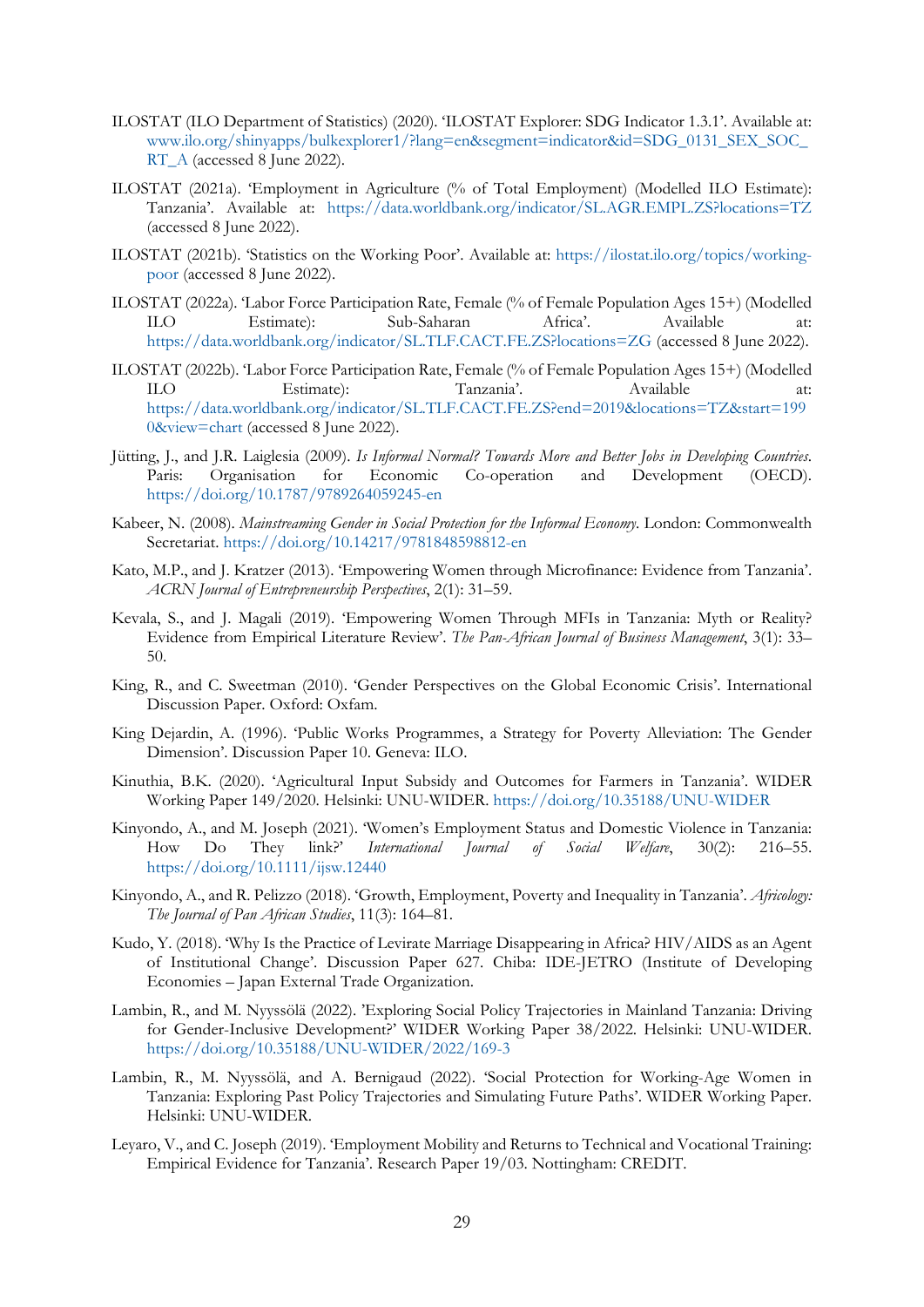ILOSTAT (ILO Department of Statistics) (2020). 'ILOSTAT Explorer: SDG Indicator 1.3.1'. Available at: www.ilo.org/shinyapps/bulkexplorer1/?lang=en&segment=indicator&id=SDG_0131_SEX_SOC_RT_A (accessed 8 June 2022).

ILOSTAT (2021a). 'Employment in Agriculture (% of Total Employment) (Modelled ILO Estimate): Tanzania'. Available at: https://data.worldbank.org/indicator/SL.AGR.EMPL.ZS?locations=TZ (accessed 8 June 2022).

ILOSTAT (2021b). 'Statistics on the Working Poor'. Available at: https://ilostat.ilo.org/topics/working-poor (accessed 8 June 2022).

ILOSTAT (2022a). 'Labor Force Participation Rate, Female (% of Female Population Ages 15+) (Modelled ILO Estimate): Sub-Saharan Africa'. Available at: https://data.worldbank.org/indicator/SL.TLF.CACT.FE.ZS?locations=ZG (accessed 8 June 2022).

ILOSTAT (2022b). 'Labor Force Participation Rate, Female (% of Female Population Ages 15+) (Modelled ILO Estimate): Tanzania'. Available at: https://data.worldbank.org/indicator/SL.TLF.CACT.FE.ZS?end=2019&locations=TZ&start=1990&view=chart (accessed 8 June 2022).

Jütting, J., and J.R. Laiglesia (2009). *Is Informal Normal? Towards More and Better Jobs in Developing Countries*. Paris: Organisation for Economic Co-operation and Development (OECD). https://doi.org/10.1787/9789264059245-en

Kabeer, N. (2008). *Mainstreaming Gender in Social Protection for the Informal Economy*. London: Commonwealth Secretariat. https://doi.org/10.14217/9781848598812-en

Kato, M.P., and J. Kratzer (2013). 'Empowering Women through Microfinance: Evidence from Tanzania'. *ACRN Journal of Entrepreneurship Perspectives*, 2(1): 31–59.

Kevala, S., and J. Magali (2019). 'Empowering Women Through MFIs in Tanzania: Myth or Reality? Evidence from Empirical Literature Review'. *The Pan-African Journal of Business Management*, 3(1): 33–50.

King, R., and C. Sweetman (2010). 'Gender Perspectives on the Global Economic Crisis'. International Discussion Paper. Oxford: Oxfam.

King Dejardin, A. (1996). 'Public Works Programmes, a Strategy for Poverty Alleviation: The Gender Dimension'. Discussion Paper 10. Geneva: ILO.

Kinuthia, B.K. (2020). 'Agricultural Input Subsidy and Outcomes for Farmers in Tanzania'. WIDER Working Paper 149/2020. Helsinki: UNU-WIDER. https://doi.org/10.35188/UNU-WIDER

Kinyondo, A., and M. Joseph (2021). 'Women's Employment Status and Domestic Violence in Tanzania: How Do They link?' *International Journal of Social Welfare*, 30(2): 216–55. https://doi.org/10.1111/ijsw.12440

Kinyondo, A., and R. Pelizzo (2018). 'Growth, Employment, Poverty and Inequality in Tanzania'. *Africology: The Journal of Pan African Studies*, 11(3): 164–81.

Kudo, Y. (2018). 'Why Is the Practice of Levirate Marriage Disappearing in Africa? HIV/AIDS as an Agent of Institutional Change'. Discussion Paper 627. Chiba: IDE-JETRO (Institute of Developing Economies – Japan External Trade Organization.

Lambin, R., and M. Nyyssölä (2022). 'Exploring Social Policy Trajectories in Mainland Tanzania: Driving for Gender-Inclusive Development?' WIDER Working Paper 38/2022. Helsinki: UNU-WIDER. https://doi.org/10.35188/UNU-WIDER/2022/169-3

Lambin, R., M. Nyyssölä, and A. Bernigaud (2022). 'Social Protection for Working-Age Women in Tanzania: Exploring Past Policy Trajectories and Simulating Future Paths'. WIDER Working Paper. Helsinki: UNU-WIDER.

Leyaro, V., and C. Joseph (2019). 'Employment Mobility and Returns to Technical and Vocational Training: Empirical Evidence for Tanzania'. Research Paper 19/03. Nottingham: CREDIT.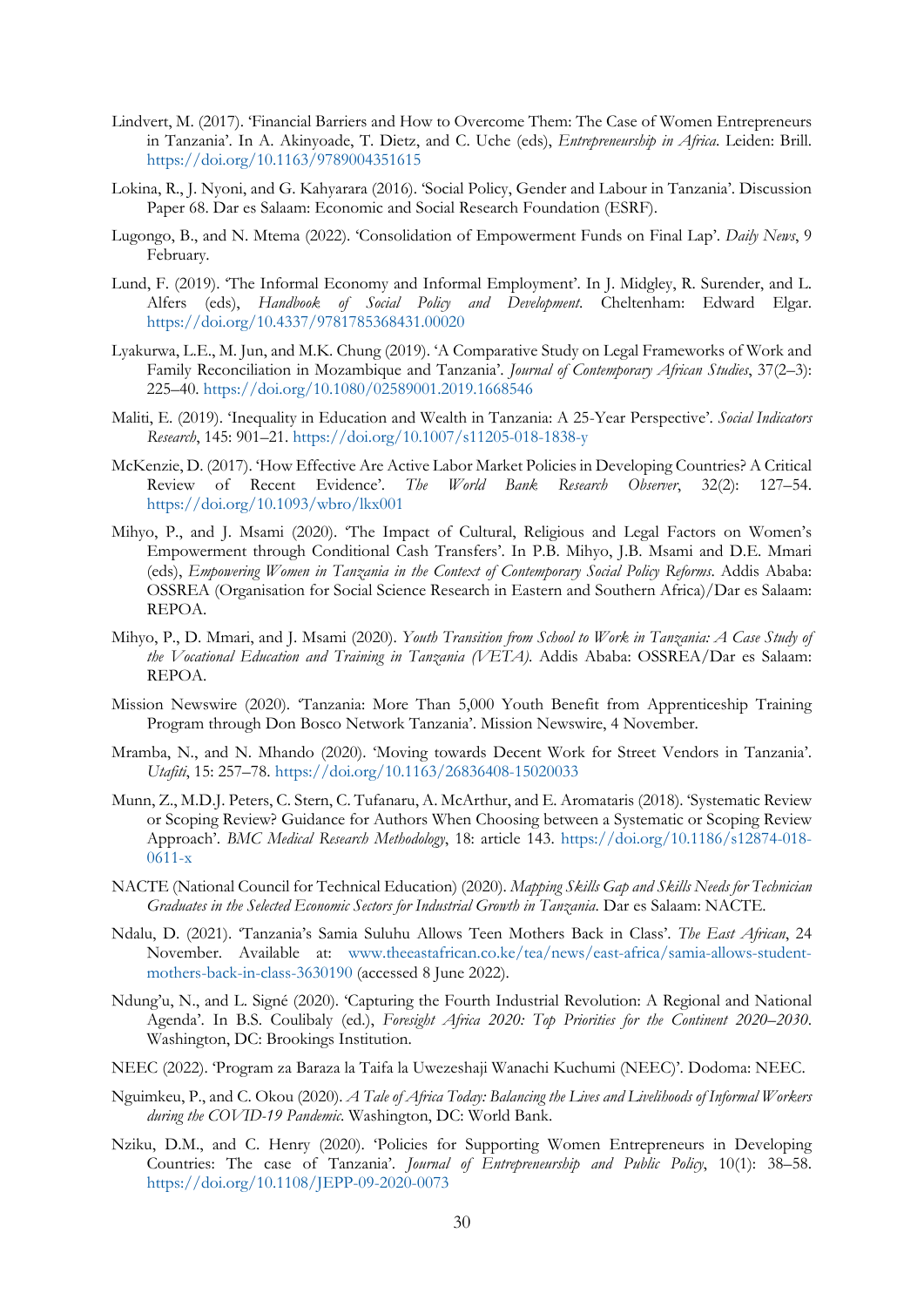Lindvert, M. (2017). 'Financial Barriers and How to Overcome Them: The Case of Women Entrepreneurs in Tanzania'. In A. Akinyoade, T. Dietz, and C. Uche (eds), *Entrepreneurship in Africa*. Leiden: Brill. https://doi.org/10.1163/9789004351615

Lokina, R., J. Nyoni, and G. Kahyarara (2016). 'Social Policy, Gender and Labour in Tanzania'. Discussion Paper 68. Dar es Salaam: Economic and Social Research Foundation (ESRF).

Lugongo, B., and N. Mtema (2022). 'Consolidation of Empowerment Funds on Final Lap'. *Daily News*, 9 February.

Lund, F. (2019). 'The Informal Economy and Informal Employment'. In J. Midgley, R. Surender, and L. Alfers (eds), *Handbook of Social Policy and Development*. Cheltenham: Edward Elgar. https://doi.org/10.4337/9781785368431.00020

Lyakurwa, L.E., M. Jun, and M.K. Chung (2019). 'A Comparative Study on Legal Frameworks of Work and Family Reconciliation in Mozambique and Tanzania'. *Journal of Contemporary African Studies*, 37(2–3): 225–40. https://doi.org/10.1080/02589001.2019.1668546

Maliti, E. (2019). 'Inequality in Education and Wealth in Tanzania: A 25-Year Perspective'. *Social Indicators Research*, 145: 901–21. https://doi.org/10.1007/s11205-018-1838-y

McKenzie, D. (2017). 'How Effective Are Active Labor Market Policies in Developing Countries? A Critical Review of Recent Evidence'. *The World Bank Research Observer*, 32(2): 127–54. https://doi.org/10.1093/wbro/lkx001

Mihyo, P., and J. Msami (2020). 'The Impact of Cultural, Religious and Legal Factors on Women's Empowerment through Conditional Cash Transfers'. In P.B. Mihyo, J.B. Msami and D.E. Mmari (eds), *Empowering Women in Tanzania in the Context of Contemporary Social Policy Reforms*. Addis Ababa: OSSREA (Organisation for Social Science Research in Eastern and Southern Africa)/Dar es Salaam: REPOA.

Mihyo, P., D. Mmari, and J. Msami (2020). *Youth Transition from School to Work in Tanzania: A Case Study of the Vocational Education and Training in Tanzania (VETA)*. Addis Ababa: OSSREA/Dar es Salaam: REPOA.

Mission Newswire (2020). 'Tanzania: More Than 5,000 Youth Benefit from Apprenticeship Training Program through Don Bosco Network Tanzania'. Mission Newswire, 4 November.

Mramba, N., and N. Mhando (2020). 'Moving towards Decent Work for Street Vendors in Tanzania'. *Utafiti*, 15: 257–78. https://doi.org/10.1163/26836408-15020033

Munn, Z., M.D.J. Peters, C. Stern, C. Tufanaru, A. McArthur, and E. Aromataris (2018). 'Systematic Review or Scoping Review? Guidance for Authors When Choosing between a Systematic or Scoping Review Approach'. *BMC Medical Research Methodology*, 18: article 143. https://doi.org/10.1186/s12874-018-0611-x

NACTE (National Council for Technical Education) (2020). *Mapping Skills Gap and Skills Needs for Technician Graduates in the Selected Economic Sectors for Industrial Growth in Tanzania*. Dar es Salaam: NACTE.

Ndalu, D. (2021). 'Tanzania's Samia Suluhu Allows Teen Mothers Back in Class'. *The East African*, 24 November. Available at: www.theeastafrican.co.ke/tea/news/east-africa/samia-allows-student-mothers-back-in-class-3630190 (accessed 8 June 2022).

Ndung'u, N., and L. Signé (2020). 'Capturing the Fourth Industrial Revolution: A Regional and National Agenda'. In B.S. Coulibaly (ed.), *Foresight Africa 2020: Top Priorities for the Continent 2020–2030*. Washington, DC: Brookings Institution.

NEEC (2022). 'Program za Baraza la Taifa la Uwezeshaji Wanachi Kuchumi (NEEC)'. Dodoma: NEEC.

Nguimkeu, P., and C. Okou (2020). *A Tale of Africa Today: Balancing the Lives and Livelihoods of Informal Workers during the COVID-19 Pandemic*. Washington, DC: World Bank.

Nziku, D.M., and C. Henry (2020). 'Policies for Supporting Women Entrepreneurs in Developing Countries: The case of Tanzania'. *Journal of Entrepreneurship and Public Policy*, 10(1): 38–58. https://doi.org/10.1108/JEPP-09-2020-0073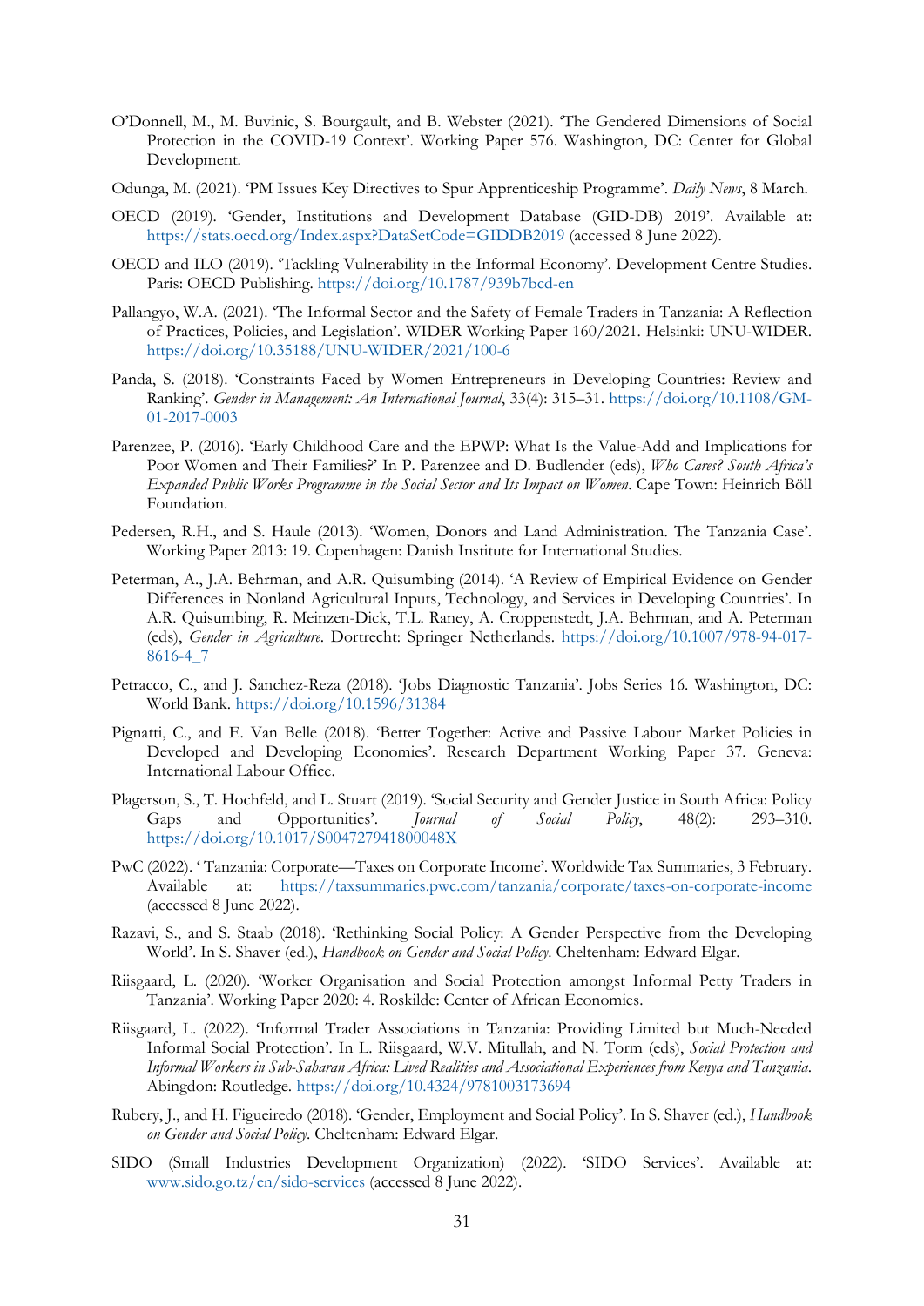O'Donnell, M., M. Buvinic, S. Bourgault, and B. Webster (2021). 'The Gendered Dimensions of Social Protection in the COVID-19 Context'. Working Paper 576. Washington, DC: Center for Global Development.

Odunga, M. (2021). 'PM Issues Key Directives to Spur Apprenticeship Programme'. *Daily News*, 8 March.

OECD (2019). 'Gender, Institutions and Development Database (GID-DB) 2019'. Available at: https://stats.oecd.org/Index.aspx?DataSetCode=GIDDB2019 (accessed 8 June 2022).

OECD and ILO (2019). 'Tackling Vulnerability in the Informal Economy'. Development Centre Studies. Paris: OECD Publishing. https://doi.org/10.1787/939b7bcd-en

Pallangyo, W.A. (2021). 'The Informal Sector and the Safety of Female Traders in Tanzania: A Reflection of Practices, Policies, and Legislation'. WIDER Working Paper 160/2021. Helsinki: UNU-WIDER. https://doi.org/10.35188/UNU-WIDER/2021/100-6

Panda, S. (2018). 'Constraints Faced by Women Entrepreneurs in Developing Countries: Review and Ranking'. *Gender in Management: An International Journal*, 33(4): 315–31. https://doi.org/10.1108/GM-01-2017-0003

Parenzee, P. (2016). 'Early Childhood Care and the EPWP: What Is the Value-Add and Implications for Poor Women and Their Families?' In P. Parenzee and D. Budlender (eds), *Who Cares? South Africa's Expanded Public Works Programme in the Social Sector and Its Impact on Women*. Cape Town: Heinrich Böll Foundation.

Pedersen, R.H., and S. Haule (2013). 'Women, Donors and Land Administration. The Tanzania Case'. Working Paper 2013: 19. Copenhagen: Danish Institute for International Studies.

Peterman, A., J.A. Behrman, and A.R. Quisumbing (2014). 'A Review of Empirical Evidence on Gender Differences in Nonland Agricultural Inputs, Technology, and Services in Developing Countries'. In A.R. Quisumbing, R. Meinzen-Dick, T.L. Raney, A. Croppenstedt, J.A. Behrman, and A. Peterman (eds), *Gender in Agriculture*. Dortrecht: Springer Netherlands. https://doi.org/10.1007/978-94-017-8616-4_7

Petracco, C., and J. Sanchez-Reza (2018). 'Jobs Diagnostic Tanzania'. Jobs Series 16. Washington, DC: World Bank. https://doi.org/10.1596/31384

Pignatti, C., and E. Van Belle (2018). 'Better Together: Active and Passive Labour Market Policies in Developed and Developing Economies'. Research Department Working Paper 37. Geneva: International Labour Office.

Plagerson, S., T. Hochfeld, and L. Stuart (2019). 'Social Security and Gender Justice in South Africa: Policy Gaps and Opportunities'. *Journal of Social Policy*, 48(2): 293–310. https://doi.org/10.1017/S004727941800048X

PwC (2022). 'Tanzania: Corporate—Taxes on Corporate Income'. Worldwide Tax Summaries, 3 February. Available at: https://taxsummaries.pwc.com/tanzania/corporate/taxes-on-corporate-income (accessed 8 June 2022).

Razavi, S., and S. Staab (2018). 'Rethinking Social Policy: A Gender Perspective from the Developing World'. In S. Shaver (ed.), *Handbook on Gender and Social Policy*. Cheltenham: Edward Elgar.

Riisgaard, L. (2020). 'Worker Organisation and Social Protection amongst Informal Petty Traders in Tanzania'. Working Paper 2020: 4. Roskilde: Center of African Economies.

Riisgaard, L. (2022). 'Informal Trader Associations in Tanzania: Providing Limited but Much-Needed Informal Social Protection'. In L. Riisgaard, W.V. Mitullah, and N. Torm (eds), *Social Protection and Informal Workers in Sub-Saharan Africa: Lived Realities and Associational Experiences from Kenya and Tanzania*. Abingdon: Routledge. https://doi.org/10.4324/9781003173694

Rubery, J., and H. Figueiredo (2018). 'Gender, Employment and Social Policy'. In S. Shaver (ed.), *Handbook on Gender and Social Policy*. Cheltenham: Edward Elgar.

SIDO (Small Industries Development Organization) (2022). 'SIDO Services'. Available at: www.sido.go.tz/en/sido-services (accessed 8 June 2022).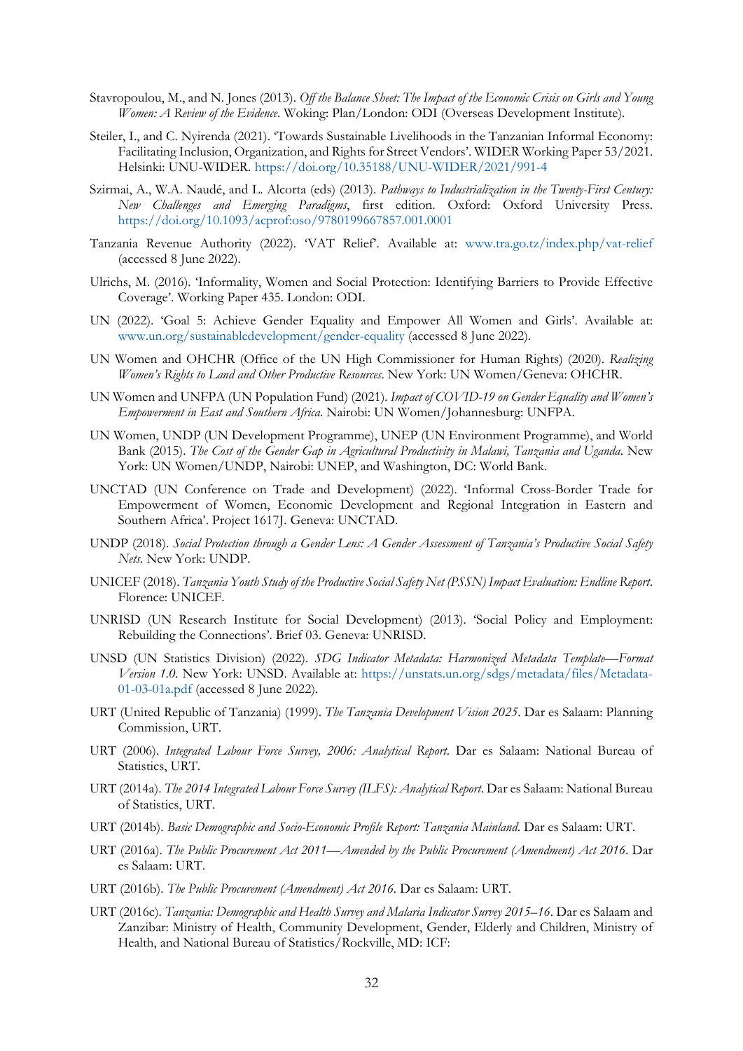Stavropoulou, M., and N. Jones (2013). *Off the Balance Sheet: The Impact of the Economic Crisis on Girls and Young Women: A Review of the Evidence*. Woking: Plan/London: ODI (Overseas Development Institute).

Steiler, I., and C. Nyirenda (2021). 'Towards Sustainable Livelihoods in the Tanzanian Informal Economy: Facilitating Inclusion, Organization, and Rights for Street Vendors'. WIDER Working Paper 53/2021. Helsinki: UNU-WIDER. https://doi.org/10.35188/UNU-WIDER/2021/991-4

Szirmai, A., W.A. Naudé, and L. Alcorta (eds) (2013). *Pathways to Industrialization in the Twenty-First Century: New Challenges and Emerging Paradigms*, first edition. Oxford: Oxford University Press. https://doi.org/10.1093/acprof:oso/9780199667857.001.0001

Tanzania Revenue Authority (2022). 'VAT Relief'. Available at: www.tra.go.tz/index.php/vat-relief (accessed 8 June 2022).

Ulrichs, M. (2016). 'Informality, Women and Social Protection: Identifying Barriers to Provide Effective Coverage'. Working Paper 435. London: ODI.

UN (2022). 'Goal 5: Achieve Gender Equality and Empower All Women and Girls'. Available at: www.un.org/sustainabledevelopment/gender-equality (accessed 8 June 2022).

UN Women and OHCHR (Office of the UN High Commissioner for Human Rights) (2020). *Realizing Women's Rights to Land and Other Productive Resources*. New York: UN Women/Geneva: OHCHR.

UN Women and UNFPA (UN Population Fund) (2021). *Impact of COVID-19 on Gender Equality and Women's Empowerment in East and Southern Africa*. Nairobi: UN Women/Johannesburg: UNFPA.

UN Women, UNDP (UN Development Programme), UNEP (UN Environment Programme), and World Bank (2015). *The Cost of the Gender Gap in Agricultural Productivity in Malawi, Tanzania and Uganda*. New York: UN Women/UNDP, Nairobi: UNEP, and Washington, DC: World Bank.

UNCTAD (UN Conference on Trade and Development) (2022). 'Informal Cross-Border Trade for Empowerment of Women, Economic Development and Regional Integration in Eastern and Southern Africa'. Project 1617J. Geneva: UNCTAD.

UNDP (2018). *Social Protection through a Gender Lens: A Gender Assessment of Tanzania's Productive Social Safety Nets*. New York: UNDP.

UNICEF (2018). *Tanzania Youth Study of the Productive Social Safety Net (PSSN) Impact Evaluation: Endline Report*. Florence: UNICEF.

UNRISD (UN Research Institute for Social Development) (2013). 'Social Policy and Employment: Rebuilding the Connections'. Brief 03. Geneva: UNRISD.

UNSD (UN Statistics Division) (2022). *SDG Indicator Metadata: Harmonized Metadata Template—Format Version 1.0*. New York: UNSD. Available at: https://unstats.un.org/sdgs/metadata/files/Metadata-01-03-01a.pdf (accessed 8 June 2022).

URT (United Republic of Tanzania) (1999). *The Tanzania Development Vision 2025*. Dar es Salaam: Planning Commission, URT.

URT (2006). *Integrated Labour Force Survey, 2006: Analytical Report*. Dar es Salaam: National Bureau of Statistics, URT.

URT (2014a). *The 2014 Integrated Labour Force Survey (ILFS): Analytical Report*. Dar es Salaam: National Bureau of Statistics, URT.

URT (2014b). *Basic Demographic and Socio-Economic Profile Report: Tanzania Mainland*. Dar es Salaam: URT.

URT (2016a). *The Public Procurement Act 2011—Amended by the Public Procurement (Amendment) Act 2016*. Dar es Salaam: URT.

URT (2016b). *The Public Procurement (Amendment) Act 2016*. Dar es Salaam: URT.

URT (2016c). *Tanzania: Demographic and Health Survey and Malaria Indicator Survey 2015–16*. Dar es Salaam and Zanzibar: Ministry of Health, Community Development, Gender, Elderly and Children, Ministry of Health, and National Bureau of Statistics/Rockville, MD: ICF: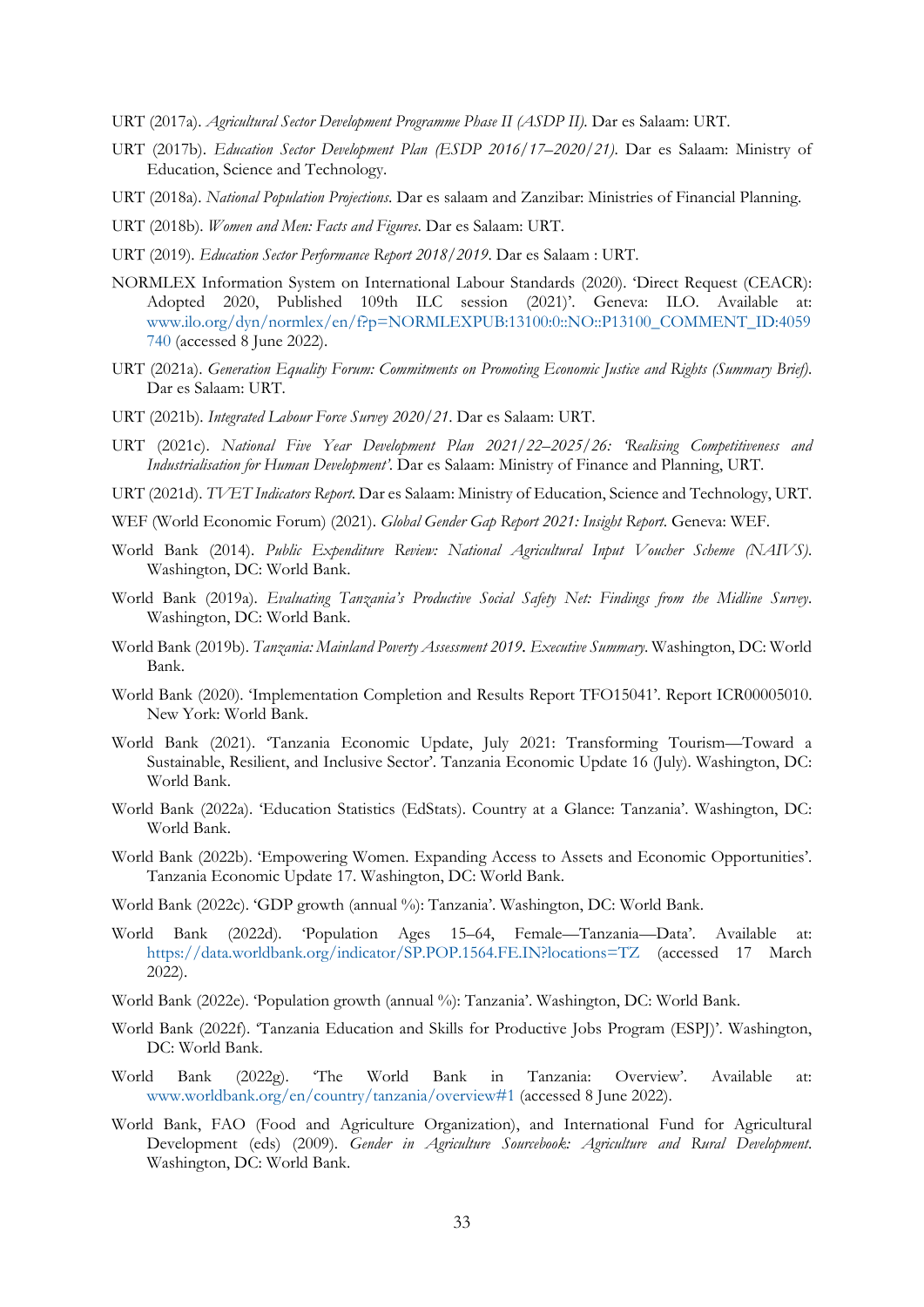URT (2017a). *Agricultural Sector Development Programme Phase II (ASDP II)*. Dar es Salaam: URT.

URT (2017b). *Education Sector Development Plan (ESDP 2016/17–2020/21)*. Dar es Salaam: Ministry of Education, Science and Technology.

URT (2018a). *National Population Projections*. Dar es salaam and Zanzibar: Ministries of Financial Planning.

URT (2018b). *Women and Men: Facts and Figures*. Dar es Salaam: URT.

URT (2019). *Education Sector Performance Report 2018/2019*. Dar es Salaam : URT.

NORMLEX Information System on International Labour Standards (2020). 'Direct Request (CEACR): Adopted 2020, Published 109th ILC session (2021)'. Geneva: ILO. Available at: www.ilo.org/dyn/normlex/en/f?p=NORMLEXPUB:13100:0::NO::P13100_COMMENT_ID:4059740 (accessed 8 June 2022).

URT (2021a). *Generation Equality Forum: Commitments on Promoting Economic Justice and Rights (Summary Brief)*. Dar es Salaam: URT.

URT (2021b). *Integrated Labour Force Survey 2020/21*. Dar es Salaam: URT.

URT (2021c). *National Five Year Development Plan 2021/22–2025/26: 'Realising Competitiveness and Industrialisation for Human Development'*. Dar es Salaam: Ministry of Finance and Planning, URT.

URT (2021d). *TVET Indicators Report*. Dar es Salaam: Ministry of Education, Science and Technology, URT.

WEF (World Economic Forum) (2021). *Global Gender Gap Report 2021: Insight Report*. Geneva: WEF.

World Bank (2014). *Public Expenditure Review: National Agricultural Input Voucher Scheme (NAIVS)*. Washington, DC: World Bank.

World Bank (2019a). *Evaluating Tanzania's Productive Social Safety Net: Findings from the Midline Survey*. Washington, DC: World Bank.

World Bank (2019b). *Tanzania: Mainland Poverty Assessment 2019. Executive Summary*. Washington, DC: World Bank.

World Bank (2020). 'Implementation Completion and Results Report TFO15041'. Report ICR00005010. New York: World Bank.

World Bank (2021). 'Tanzania Economic Update, July 2021: Transforming Tourism—Toward a Sustainable, Resilient, and Inclusive Sector'. Tanzania Economic Update 16 (July). Washington, DC: World Bank.

World Bank (2022a). 'Education Statistics (EdStats). Country at a Glance: Tanzania'. Washington, DC: World Bank.

World Bank (2022b). 'Empowering Women. Expanding Access to Assets and Economic Opportunities'. Tanzania Economic Update 17. Washington, DC: World Bank.

World Bank (2022c). 'GDP growth (annual %): Tanzania'. Washington, DC: World Bank.

World Bank (2022d). 'Population Ages 15–64, Female—Tanzania—Data'. Available at: https://data.worldbank.org/indicator/SP.POP.1564.FE.IN?locations=TZ (accessed 17 March 2022).

World Bank (2022e). 'Population growth (annual %): Tanzania'. Washington, DC: World Bank.

World Bank (2022f). 'Tanzania Education and Skills for Productive Jobs Program (ESPJ)'. Washington, DC: World Bank.

World Bank (2022g). 'The World Bank in Tanzania: Overview'. Available at: www.worldbank.org/en/country/tanzania/overview#1 (accessed 8 June 2022).

World Bank, FAO (Food and Agriculture Organization), and International Fund for Agricultural Development (eds) (2009). *Gender in Agriculture Sourcebook: Agriculture and Rural Development*. Washington, DC: World Bank.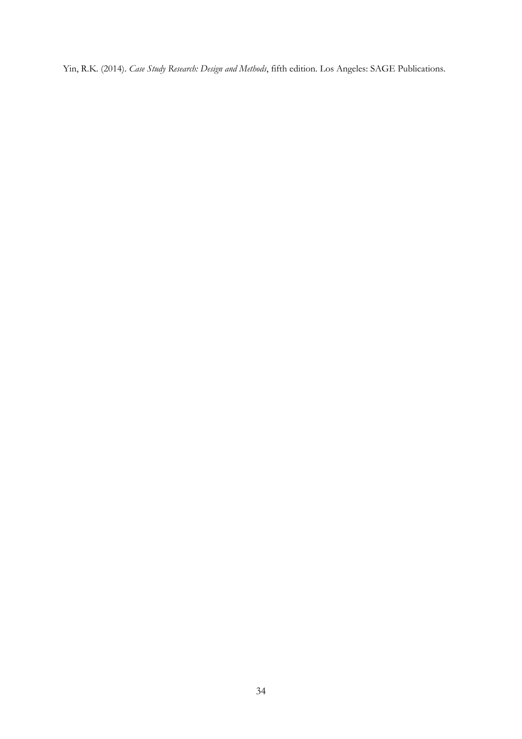Yin, R.K. (2014). *Case Study Research: Design and Methods*, fifth edition. Los Angeles: SAGE Publications.